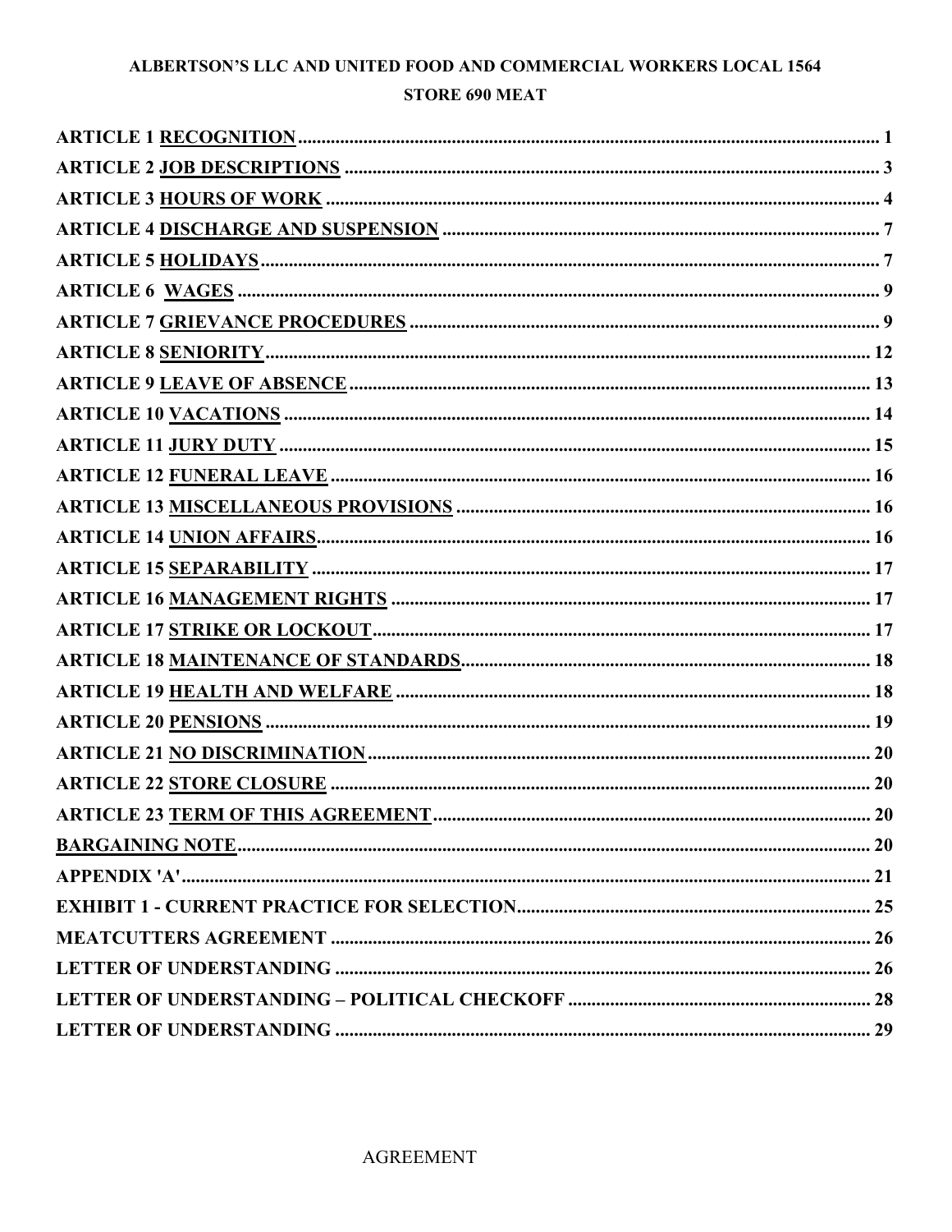**ALBERTSON'S LLC AND UNITED FOOD AND COMMERCIAL WORKERS LOCAL 1564**

**STORE 690 MEAT**

**ARTICLE 1 RECOGNITION** .......... 1
**ARTICLE 2 JOB DESCRIPTIONS** .......... 3
**ARTICLE 3 HOURS OF WORK** .......... 4
**ARTICLE 4 DISCHARGE AND SUSPENSION** .......... 7
**ARTICLE 5 HOLIDAYS** .......... 7
**ARTICLE 6 WAGES** .......... 9
**ARTICLE 7 GRIEVANCE PROCEDURES** .......... 9
**ARTICLE 8 SENIORITY** .......... 12
**ARTICLE 9 LEAVE OF ABSENCE** .......... 13
**ARTICLE 10 VACATIONS** .......... 14
**ARTICLE 11 JURY DUTY** .......... 15
**ARTICLE 12 FUNERAL LEAVE** .......... 16
**ARTICLE 13 MISCELLANEOUS PROVISIONS** .......... 16
**ARTICLE 14 UNION AFFAIRS** .......... 16
**ARTICLE 15 SEPARABILITY** .......... 17
**ARTICLE 16 MANAGEMENT RIGHTS** .......... 17
**ARTICLE 17 STRIKE OR LOCKOUT** .......... 17
**ARTICLE 18 MAINTENANCE OF STANDARDS** .......... 18
**ARTICLE 19 HEALTH AND WELFARE** .......... 18
**ARTICLE 20 PENSIONS** .......... 19
**ARTICLE 21 NO DISCRIMINATION** .......... 20
**ARTICLE 22 STORE CLOSURE** .......... 20
**ARTICLE 23 TERM OF THIS AGREEMENT** .......... 20
**BARGAINING NOTE** .......... 20
**APPENDIX 'A'** .......... 21
**EXHIBIT 1 - CURRENT PRACTICE FOR SELECTION** .......... 25
**MEATCUTTERS AGREEMENT** .......... 26
**LETTER OF UNDERSTANDING** .......... 26
**LETTER OF UNDERSTANDING – POLITICAL CHECKOFF** .......... 28
**LETTER OF UNDERSTANDING** .......... 29

AGREEMENT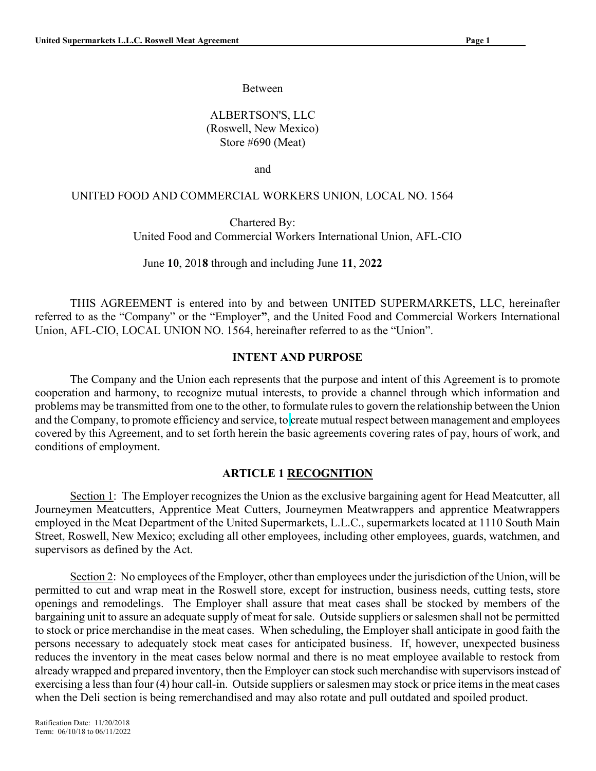Between

ALBERTSON'S, LLC
(Roswell, New Mexico)
Store #690 (Meat)

and

UNITED FOOD AND COMMERCIAL WORKERS UNION, LOCAL NO. 1564

Chartered By:
United Food and Commercial Workers International Union, AFL-CIO

June **10**, 201**8** through and including June **11**, 20**22**

THIS AGREEMENT is entered into by and between UNITED SUPERMARKETS, LLC, hereinafter referred to as the "Company" or the "Employer**"**, and the United Food and Commercial Workers International Union, AFL-CIO, LOCAL UNION NO. 1564, hereinafter referred to as the "Union".

## INTENT AND PURPOSE

The Company and the Union each represents that the purpose and intent of this Agreement is to promote cooperation and harmony, to recognize mutual interests, to provide a channel through which information and problems may be transmitted from one to the other, to formulate rules to govern the relationship between the Union and the Company, to promote efficiency and service, to create mutual respect between management and employees covered by this Agreement, and to set forth herein the basic agreements covering rates of pay, hours of work, and conditions of employment.

## ARTICLE 1 RECOGNITION

Section 1: The Employer recognizes the Union as the exclusive bargaining agent for Head Meatcutter, all Journeymen Meatcutters, Apprentice Meat Cutters, Journeymen Meatwrappers and apprentice Meatwrappers employed in the Meat Department of the United Supermarkets, L.L.C., supermarkets located at 1110 South Main Street, Roswell, New Mexico; excluding all other employees, including other employees, guards, watchmen, and supervisors as defined by the Act.

Section 2: No employees of the Employer, other than employees under the jurisdiction of the Union, will be permitted to cut and wrap meat in the Roswell store, except for instruction, business needs, cutting tests, store openings and remodelings. The Employer shall assure that meat cases shall be stocked by members of the bargaining unit to assure an adequate supply of meat for sale. Outside suppliers or salesmen shall not be permitted to stock or price merchandise in the meat cases. When scheduling, the Employer shall anticipate in good faith the persons necessary to adequately stock meat cases for anticipated business. If, however, unexpected business reduces the inventory in the meat cases below normal and there is no meat employee available to restock from already wrapped and prepared inventory, then the Employer can stock such merchandise with supervisors instead of exercising a less than four (4) hour call-in. Outside suppliers or salesmen may stock or price items in the meat cases when the Deli section is being remerchandised and may also rotate and pull outdated and spoiled product.

Ratification Date: 11/20/2018
Term: 06/10/18 to 06/11/2022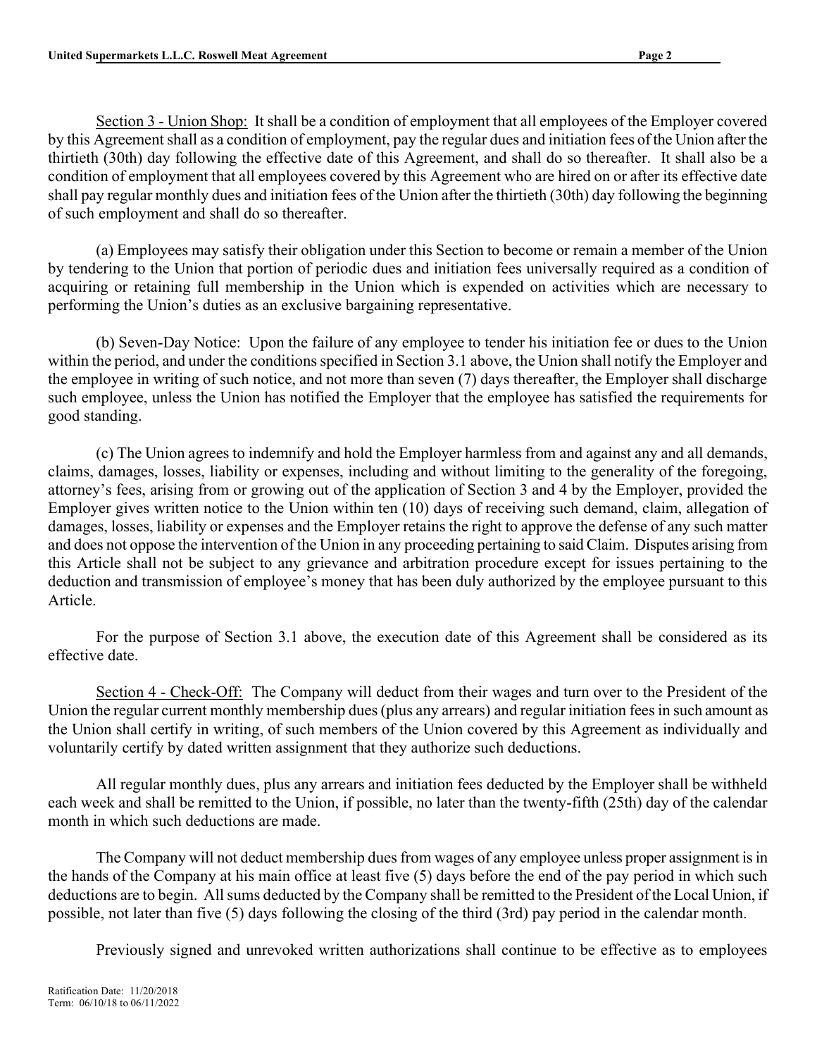Section 3 - Union Shop: It shall be a condition of employment that all employees of the Employer covered by this Agreement shall as a condition of employment, pay the regular dues and initiation fees of the Union after the thirtieth (30th) day following the effective date of this Agreement, and shall do so thereafter. It shall also be a condition of employment that all employees covered by this Agreement who are hired on or after its effective date shall pay regular monthly dues and initiation fees of the Union after the thirtieth (30th) day following the beginning of such employment and shall do so thereafter.

(a) Employees may satisfy their obligation under this Section to become or remain a member of the Union by tendering to the Union that portion of periodic dues and initiation fees universally required as a condition of acquiring or retaining full membership in the Union which is expended on activities which are necessary to performing the Union's duties as an exclusive bargaining representative.

(b) Seven-Day Notice: Upon the failure of any employee to tender his initiation fee or dues to the Union within the period, and under the conditions specified in Section 3.1 above, the Union shall notify the Employer and the employee in writing of such notice, and not more than seven (7) days thereafter, the Employer shall discharge such employee, unless the Union has notified the Employer that the employee has satisfied the requirements for good standing.

(c) The Union agrees to indemnify and hold the Employer harmless from and against any and all demands, claims, damages, losses, liability or expenses, including and without limiting to the generality of the foregoing, attorney's fees, arising from or growing out of the application of Section 3 and 4 by the Employer, provided the Employer gives written notice to the Union within ten (10) days of receiving such demand, claim, allegation of damages, losses, liability or expenses and the Employer retains the right to approve the defense of any such matter and does not oppose the intervention of the Union in any proceeding pertaining to said Claim. Disputes arising from this Article shall not be subject to any grievance and arbitration procedure except for issues pertaining to the deduction and transmission of employee's money that has been duly authorized by the employee pursuant to this Article.

For the purpose of Section 3.1 above, the execution date of this Agreement shall be considered as its effective date.

Section 4 - Check-Off: The Company will deduct from their wages and turn over to the President of the Union the regular current monthly membership dues (plus any arrears) and regular initiation fees in such amount as the Union shall certify in writing, of such members of the Union covered by this Agreement as individually and voluntarily certify by dated written assignment that they authorize such deductions.

All regular monthly dues, plus any arrears and initiation fees deducted by the Employer shall be withheld each week and shall be remitted to the Union, if possible, no later than the twenty-fifth (25th) day of the calendar month in which such deductions are made.

The Company will not deduct membership dues from wages of any employee unless proper assignment is in the hands of the Company at his main office at least five (5) days before the end of the pay period in which such deductions are to begin. All sums deducted by the Company shall be remitted to the President of the Local Union, if possible, not later than five (5) days following the closing of the third (3rd) pay period in the calendar month.

Previously signed and unrevoked written authorizations shall continue to be effective as to employees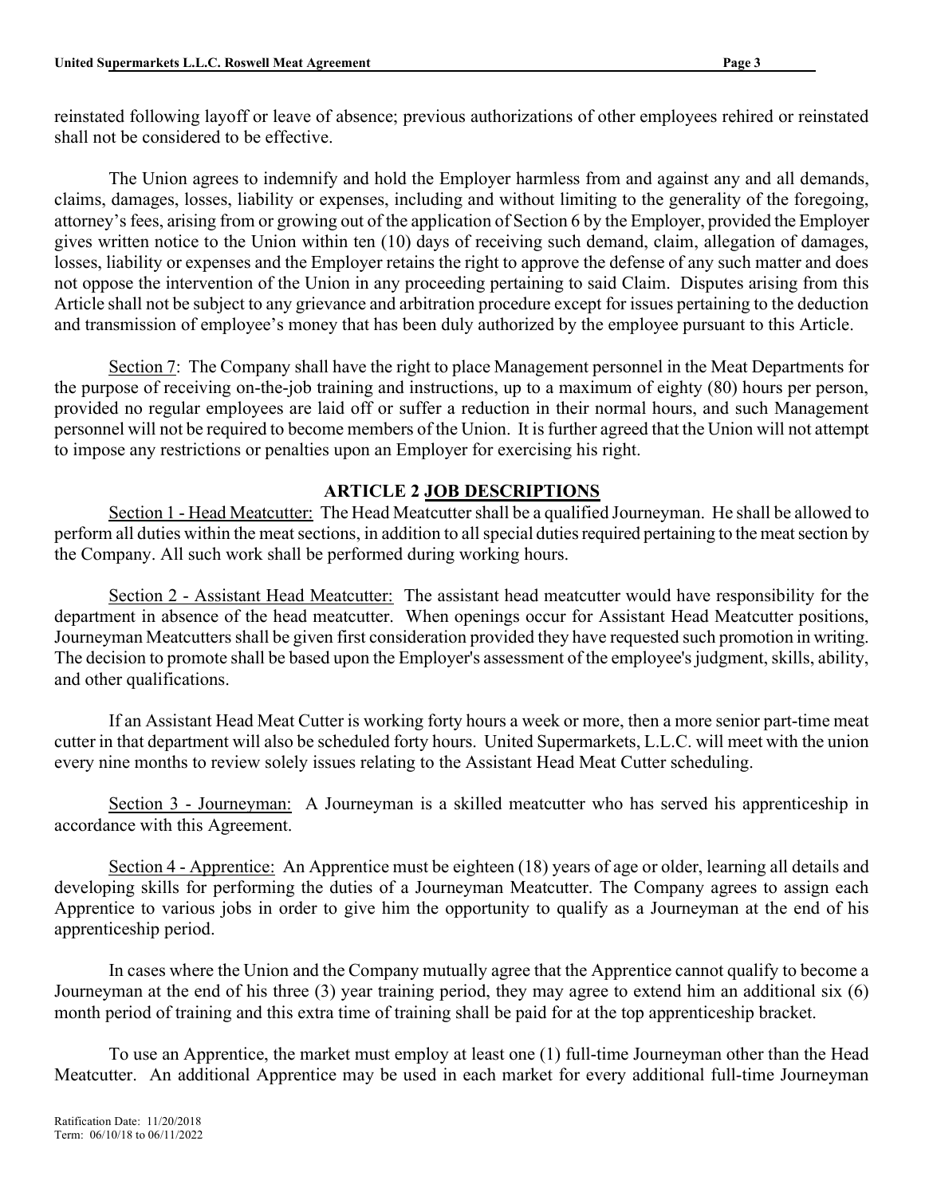reinstated following layoff or leave of absence; previous authorizations of other employees rehired or reinstated shall not be considered to be effective.

The Union agrees to indemnify and hold the Employer harmless from and against any and all demands, claims, damages, losses, liability or expenses, including and without limiting to the generality of the foregoing, attorney's fees, arising from or growing out of the application of Section 6 by the Employer, provided the Employer gives written notice to the Union within ten (10) days of receiving such demand, claim, allegation of damages, losses, liability or expenses and the Employer retains the right to approve the defense of any such matter and does not oppose the intervention of the Union in any proceeding pertaining to said Claim. Disputes arising from this Article shall not be subject to any grievance and arbitration procedure except for issues pertaining to the deduction and transmission of employee's money that has been duly authorized by the employee pursuant to this Article.

Section 7: The Company shall have the right to place Management personnel in the Meat Departments for the purpose of receiving on-the-job training and instructions, up to a maximum of eighty (80) hours per person, provided no regular employees are laid off or suffer a reduction in their normal hours, and such Management personnel will not be required to become members of the Union. It is further agreed that the Union will not attempt to impose any restrictions or penalties upon an Employer for exercising his right.

## ARTICLE 2 JOB DESCRIPTIONS

Section 1 - Head Meatcutter: The Head Meatcutter shall be a qualified Journeyman. He shall be allowed to perform all duties within the meat sections, in addition to all special duties required pertaining to the meat section by the Company. All such work shall be performed during working hours.

Section 2 - Assistant Head Meatcutter: The assistant head meatcutter would have responsibility for the department in absence of the head meatcutter. When openings occur for Assistant Head Meatcutter positions, Journeyman Meatcutters shall be given first consideration provided they have requested such promotion in writing. The decision to promote shall be based upon the Employer's assessment of the employee's judgment, skills, ability, and other qualifications.

If an Assistant Head Meat Cutter is working forty hours a week or more, then a more senior part-time meat cutter in that department will also be scheduled forty hours. United Supermarkets, L.L.C. will meet with the union every nine months to review solely issues relating to the Assistant Head Meat Cutter scheduling.

Section 3 - Journeyman: A Journeyman is a skilled meatcutter who has served his apprenticeship in accordance with this Agreement.

Section 4 - Apprentice: An Apprentice must be eighteen (18) years of age or older, learning all details and developing skills for performing the duties of a Journeyman Meatcutter. The Company agrees to assign each Apprentice to various jobs in order to give him the opportunity to qualify as a Journeyman at the end of his apprenticeship period.

In cases where the Union and the Company mutually agree that the Apprentice cannot qualify to become a Journeyman at the end of his three (3) year training period, they may agree to extend him an additional six (6) month period of training and this extra time of training shall be paid for at the top apprenticeship bracket.

To use an Apprentice, the market must employ at least one (1) full-time Journeyman other than the Head Meatcutter. An additional Apprentice may be used in each market for every additional full-time Journeyman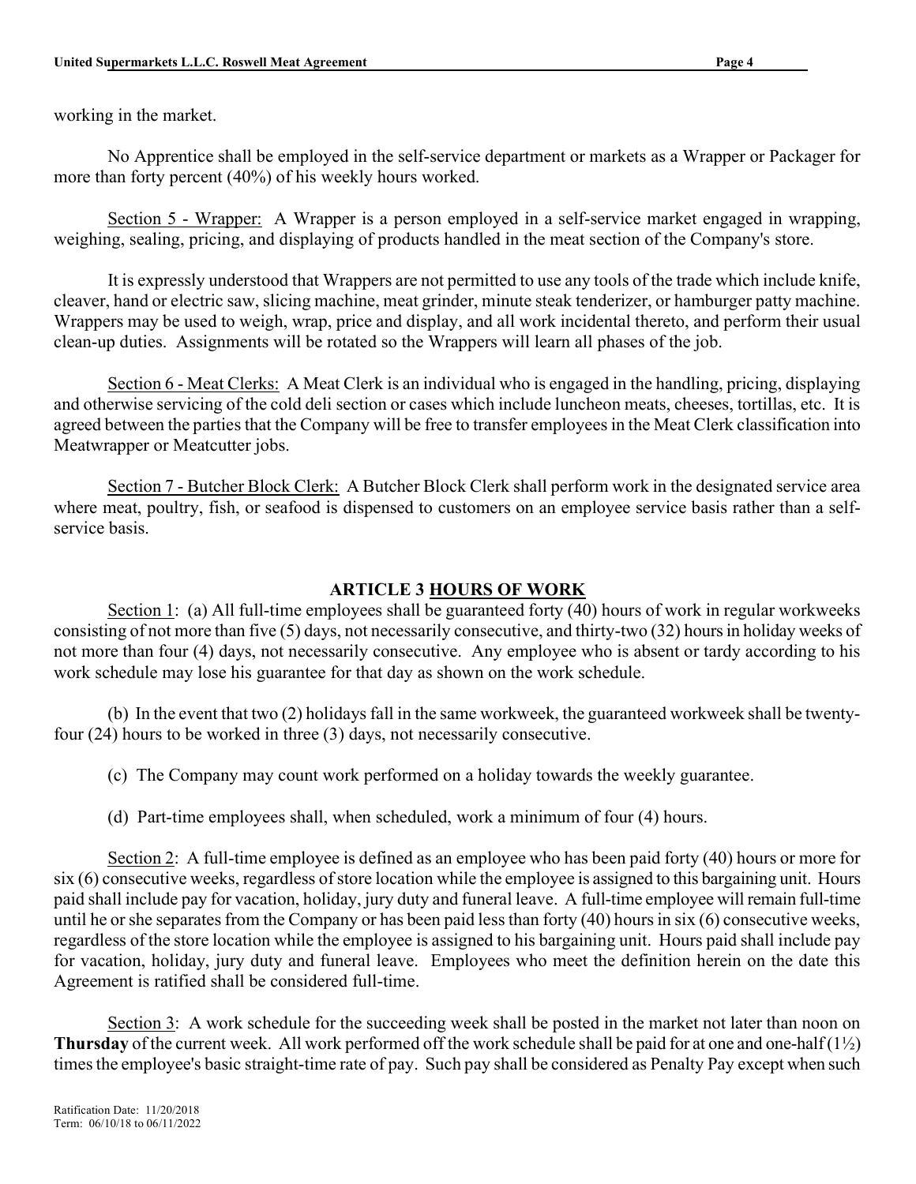working in the market.

No Apprentice shall be employed in the self-service department or markets as a Wrapper or Packager for more than forty percent (40%) of his weekly hours worked.

Section 5 - Wrapper: A Wrapper is a person employed in a self-service market engaged in wrapping, weighing, sealing, pricing, and displaying of products handled in the meat section of the Company's store.

It is expressly understood that Wrappers are not permitted to use any tools of the trade which include knife, cleaver, hand or electric saw, slicing machine, meat grinder, minute steak tenderizer, or hamburger patty machine. Wrappers may be used to weigh, wrap, price and display, and all work incidental thereto, and perform their usual clean-up duties. Assignments will be rotated so the Wrappers will learn all phases of the job.

Section 6 - Meat Clerks: A Meat Clerk is an individual who is engaged in the handling, pricing, displaying and otherwise servicing of the cold deli section or cases which include luncheon meats, cheeses, tortillas, etc. It is agreed between the parties that the Company will be free to transfer employees in the Meat Clerk classification into Meatwrapper or Meatcutter jobs.

Section 7 - Butcher Block Clerk: A Butcher Block Clerk shall perform work in the designated service area where meat, poultry, fish, or seafood is dispensed to customers on an employee service basis rather than a self-service basis.

## ARTICLE 3 HOURS OF WORK

Section 1: (a) All full-time employees shall be guaranteed forty (40) hours of work in regular workweeks consisting of not more than five (5) days, not necessarily consecutive, and thirty-two (32) hours in holiday weeks of not more than four (4) days, not necessarily consecutive. Any employee who is absent or tardy according to his work schedule may lose his guarantee for that day as shown on the work schedule.

(b) In the event that two (2) holidays fall in the same workweek, the guaranteed workweek shall be twenty-four (24) hours to be worked in three (3) days, not necessarily consecutive.

(c) The Company may count work performed on a holiday towards the weekly guarantee.

(d) Part-time employees shall, when scheduled, work a minimum of four (4) hours.

Section 2: A full-time employee is defined as an employee who has been paid forty (40) hours or more for six (6) consecutive weeks, regardless of store location while the employee is assigned to this bargaining unit. Hours paid shall include pay for vacation, holiday, jury duty and funeral leave. A full-time employee will remain full-time until he or she separates from the Company or has been paid less than forty (40) hours in six (6) consecutive weeks, regardless of the store location while the employee is assigned to his bargaining unit. Hours paid shall include pay for vacation, holiday, jury duty and funeral leave. Employees who meet the definition herein on the date this Agreement is ratified shall be considered full-time.

Section 3: A work schedule for the succeeding week shall be posted in the market not later than noon on **Thursday** of the current week. All work performed off the work schedule shall be paid for at one and one-half (1½) times the employee's basic straight-time rate of pay. Such pay shall be considered as Penalty Pay except when such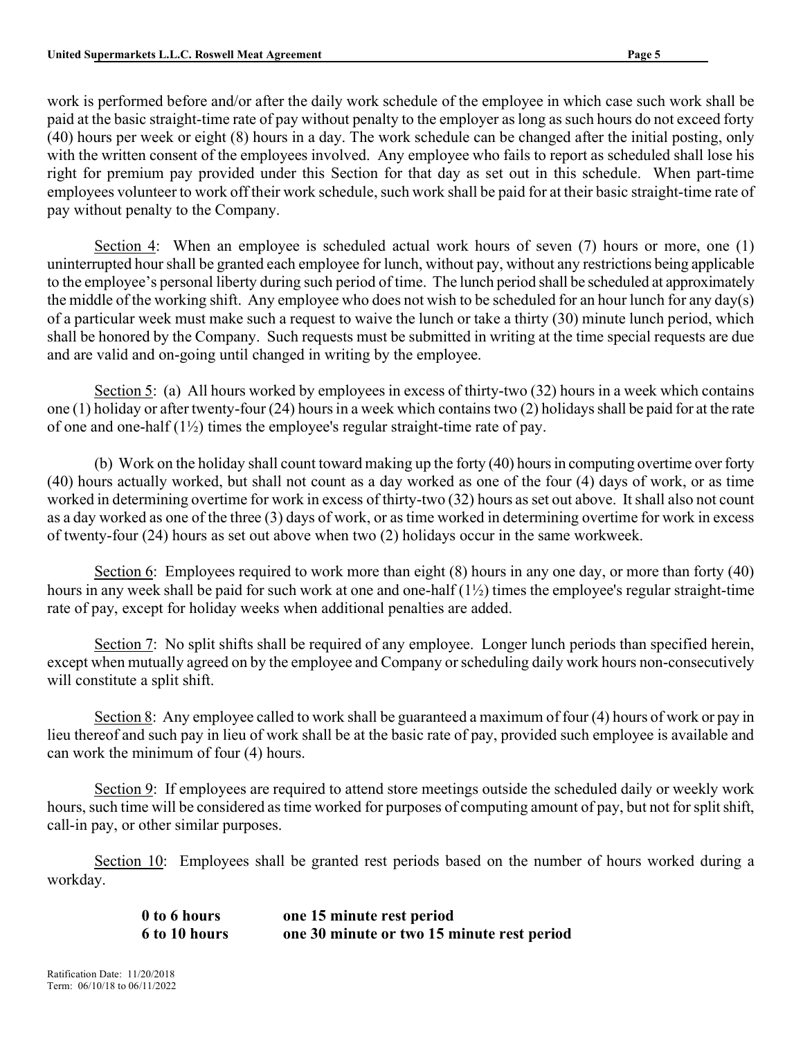work is performed before and/or after the daily work schedule of the employee in which case such work shall be paid at the basic straight-time rate of pay without penalty to the employer as long as such hours do not exceed forty (40) hours per week or eight (8) hours in a day. The work schedule can be changed after the initial posting, only with the written consent of the employees involved. Any employee who fails to report as scheduled shall lose his right for premium pay provided under this Section for that day as set out in this schedule. When part-time employees volunteer to work off their work schedule, such work shall be paid for at their basic straight-time rate of pay without penalty to the Company.

Section 4: When an employee is scheduled actual work hours of seven (7) hours or more, one (1) uninterrupted hour shall be granted each employee for lunch, without pay, without any restrictions being applicable to the employee's personal liberty during such period of time. The lunch period shall be scheduled at approximately the middle of the working shift. Any employee who does not wish to be scheduled for an hour lunch for any day(s) of a particular week must make such a request to waive the lunch or take a thirty (30) minute lunch period, which shall be honored by the Company. Such requests must be submitted in writing at the time special requests are due and are valid and on-going until changed in writing by the employee.

Section 5: (a) All hours worked by employees in excess of thirty-two (32) hours in a week which contains one (1) holiday or after twenty-four (24) hours in a week which contains two (2) holidays shall be paid for at the rate of one and one-half (1½) times the employee's regular straight-time rate of pay.

(b) Work on the holiday shall count toward making up the forty (40) hours in computing overtime over forty (40) hours actually worked, but shall not count as a day worked as one of the four (4) days of work, or as time worked in determining overtime for work in excess of thirty-two (32) hours as set out above. It shall also not count as a day worked as one of the three (3) days of work, or as time worked in determining overtime for work in excess of twenty-four (24) hours as set out above when two (2) holidays occur in the same workweek.

Section 6: Employees required to work more than eight (8) hours in any one day, or more than forty (40) hours in any week shall be paid for such work at one and one-half (1½) times the employee's regular straight-time rate of pay, except for holiday weeks when additional penalties are added.

Section 7: No split shifts shall be required of any employee. Longer lunch periods than specified herein, except when mutually agreed on by the employee and Company or scheduling daily work hours non-consecutively will constitute a split shift.

Section 8: Any employee called to work shall be guaranteed a maximum of four (4) hours of work or pay in lieu thereof and such pay in lieu of work shall be at the basic rate of pay, provided such employee is available and can work the minimum of four (4) hours.

Section 9: If employees are required to attend store meetings outside the scheduled daily or weekly work hours, such time will be considered as time worked for purposes of computing amount of pay, but not for split shift, call-in pay, or other similar purposes.

Section 10: Employees shall be granted rest periods based on the number of hours worked during a workday.

| | |
|---|---|
| **0 to 6 hours** | **one 15 minute rest period** |
| **6 to 10 hours** | **one 30 minute or two 15 minute rest period** |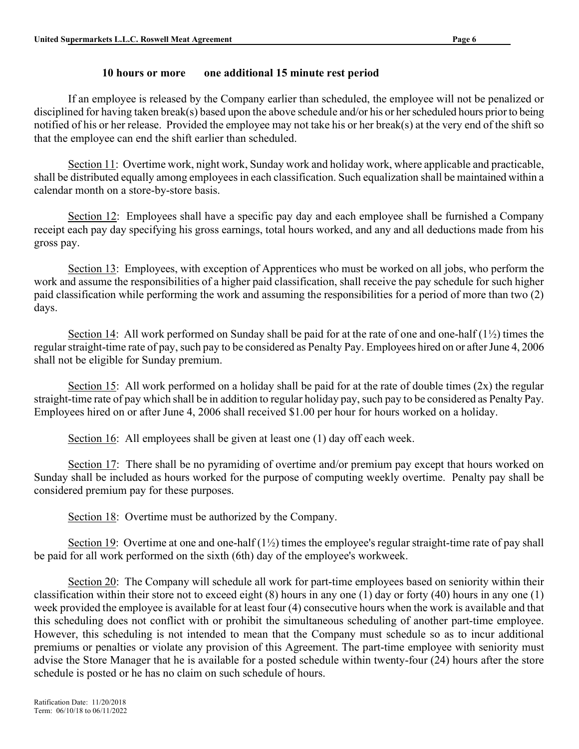**10 hours or more one additional 15 minute rest period**

If an employee is released by the Company earlier than scheduled, the employee will not be penalized or disciplined for having taken break(s) based upon the above schedule and/or his or her scheduled hours prior to being notified of his or her release. Provided the employee may not take his or her break(s) at the very end of the shift so that the employee can end the shift earlier than scheduled.

Section 11: Overtime work, night work, Sunday work and holiday work, where applicable and practicable, shall be distributed equally among employees in each classification. Such equalization shall be maintained within a calendar month on a store-by-store basis.

Section 12: Employees shall have a specific pay day and each employee shall be furnished a Company receipt each pay day specifying his gross earnings, total hours worked, and any and all deductions made from his gross pay.

Section 13: Employees, with exception of Apprentices who must be worked on all jobs, who perform the work and assume the responsibilities of a higher paid classification, shall receive the pay schedule for such higher paid classification while performing the work and assuming the responsibilities for a period of more than two (2) days.

Section 14: All work performed on Sunday shall be paid for at the rate of one and one-half (1½) times the regular straight-time rate of pay, such pay to be considered as Penalty Pay. Employees hired on or after June 4, 2006 shall not be eligible for Sunday premium.

Section 15: All work performed on a holiday shall be paid for at the rate of double times (2x) the regular straight-time rate of pay which shall be in addition to regular holiday pay, such pay to be considered as Penalty Pay. Employees hired on or after June 4, 2006 shall received $1.00 per hour for hours worked on a holiday.

Section 16: All employees shall be given at least one (1) day off each week.

Section 17: There shall be no pyramiding of overtime and/or premium pay except that hours worked on Sunday shall be included as hours worked for the purpose of computing weekly overtime. Penalty pay shall be considered premium pay for these purposes.

Section 18: Overtime must be authorized by the Company.

Section 19: Overtime at one and one-half (1½) times the employee's regular straight-time rate of pay shall be paid for all work performed on the sixth (6th) day of the employee's workweek.

Section 20: The Company will schedule all work for part-time employees based on seniority within their classification within their store not to exceed eight (8) hours in any one (1) day or forty (40) hours in any one (1) week provided the employee is available for at least four (4) consecutive hours when the work is available and that this scheduling does not conflict with or prohibit the simultaneous scheduling of another part-time employee. However, this scheduling is not intended to mean that the Company must schedule so as to incur additional premiums or penalties or violate any provision of this Agreement. The part-time employee with seniority must advise the Store Manager that he is available for a posted schedule within twenty-four (24) hours after the store schedule is posted or he has no claim on such schedule of hours.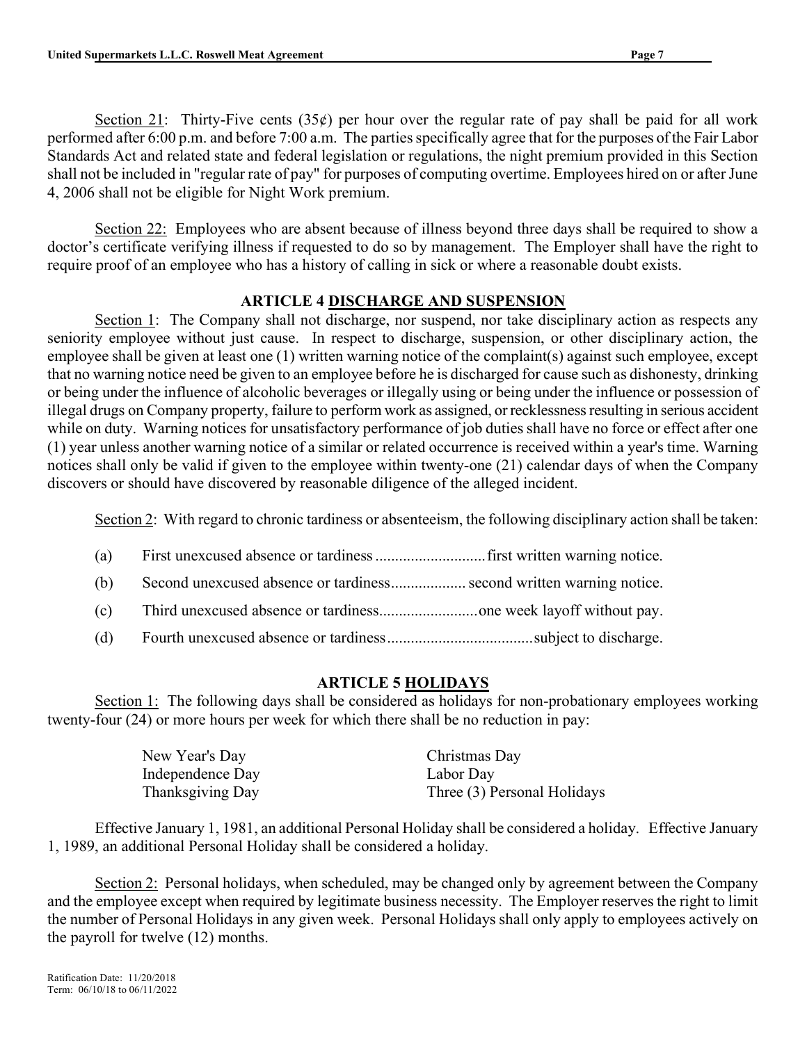Section 21: Thirty-Five cents (35¢) per hour over the regular rate of pay shall be paid for all work performed after 6:00 p.m. and before 7:00 a.m. The parties specifically agree that for the purposes of the Fair Labor Standards Act and related state and federal legislation or regulations, the night premium provided in this Section shall not be included in "regular rate of pay" for purposes of computing overtime. Employees hired on or after June 4, 2006 shall not be eligible for Night Work premium.

Section 22: Employees who are absent because of illness beyond three days shall be required to show a doctor's certificate verifying illness if requested to do so by management. The Employer shall have the right to require proof of an employee who has a history of calling in sick or where a reasonable doubt exists.

## ARTICLE 4 DISCHARGE AND SUSPENSION

Section 1: The Company shall not discharge, nor suspend, nor take disciplinary action as respects any seniority employee without just cause. In respect to discharge, suspension, or other disciplinary action, the employee shall be given at least one (1) written warning notice of the complaint(s) against such employee, except that no warning notice need be given to an employee before he is discharged for cause such as dishonesty, drinking or being under the influence of alcoholic beverages or illegally using or being under the influence or possession of illegal drugs on Company property, failure to perform work as assigned, or recklessness resulting in serious accident while on duty. Warning notices for unsatisfactory performance of job duties shall have no force or effect after one (1) year unless another warning notice of a similar or related occurrence is received within a year's time. Warning notices shall only be valid if given to the employee within twenty-one (21) calendar days of when the Company discovers or should have discovered by reasonable diligence of the alleged incident.

Section 2: With regard to chronic tardiness or absenteeism, the following disciplinary action shall be taken:

(a) First unexcused absence or tardiness ............................ first written warning notice.

(b) Second unexcused absence or tardiness................... second written warning notice.

(c) Third unexcused absence or tardiness......................... one week layoff without pay.

(d) Fourth unexcused absence or tardiness..................................... subject to discharge.

## ARTICLE 5 HOLIDAYS

Section 1: The following days shall be considered as holidays for non-probationary employees working twenty-four (24) or more hours per week for which there shall be no reduction in pay:

| | |
|---|---|
| New Year's Day | Christmas Day |
| Independence Day | Labor Day |
| Thanksgiving Day | Three (3) Personal Holidays |

Effective January 1, 1981, an additional Personal Holiday shall be considered a holiday. Effective January 1, 1989, an additional Personal Holiday shall be considered a holiday.

Section 2: Personal holidays, when scheduled, may be changed only by agreement between the Company and the employee except when required by legitimate business necessity. The Employer reserves the right to limit the number of Personal Holidays in any given week. Personal Holidays shall only apply to employees actively on the payroll for twelve (12) months.

Ratification Date: 11/20/2018
Term: 06/10/18 to 06/11/2022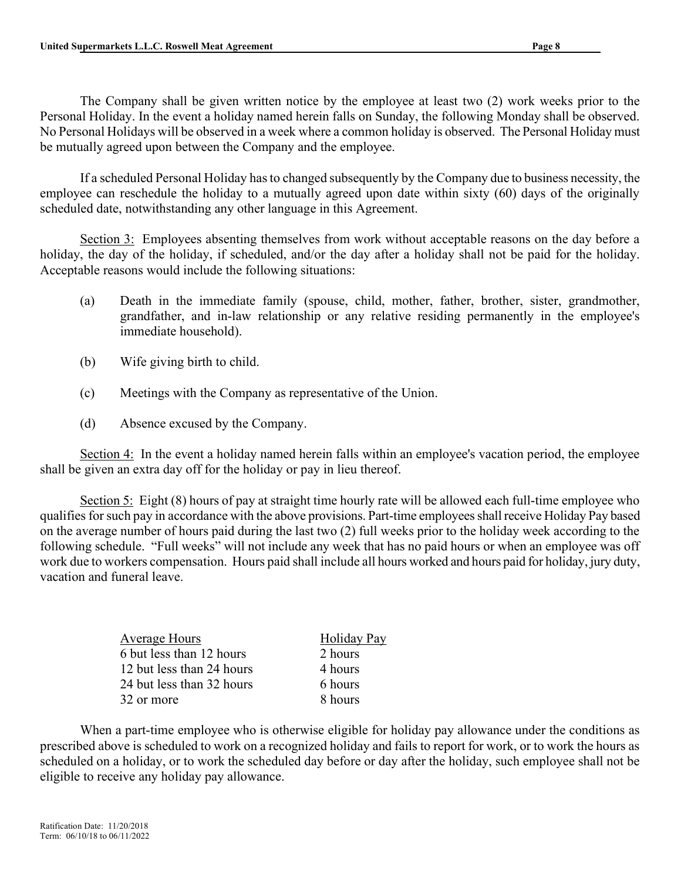The Company shall be given written notice by the employee at least two (2) work weeks prior to the Personal Holiday. In the event a holiday named herein falls on Sunday, the following Monday shall be observed. No Personal Holidays will be observed in a week where a common holiday is observed. The Personal Holiday must be mutually agreed upon between the Company and the employee.

If a scheduled Personal Holiday has to changed subsequently by the Company due to business necessity, the employee can reschedule the holiday to a mutually agreed upon date within sixty (60) days of the originally scheduled date, notwithstanding any other language in this Agreement.

Section 3: Employees absenting themselves from work without acceptable reasons on the day before a holiday, the day of the holiday, if scheduled, and/or the day after a holiday shall not be paid for the holiday. Acceptable reasons would include the following situations:

(a) Death in the immediate family (spouse, child, mother, father, brother, sister, grandmother, grandfather, and in-law relationship or any relative residing permanently in the employee's immediate household).

(b) Wife giving birth to child.

(c) Meetings with the Company as representative of the Union.

(d) Absence excused by the Company.

Section 4: In the event a holiday named herein falls within an employee's vacation period, the employee shall be given an extra day off for the holiday or pay in lieu thereof.

Section 5: Eight (8) hours of pay at straight time hourly rate will be allowed each full-time employee who qualifies for such pay in accordance with the above provisions. Part-time employees shall receive Holiday Pay based on the average number of hours paid during the last two (2) full weeks prior to the holiday week according to the following schedule. "Full weeks" will not include any week that has no paid hours or when an employee was off work due to workers compensation. Hours paid shall include all hours worked and hours paid for holiday, jury duty, vacation and funeral leave.

| Average Hours | Holiday Pay |
|---|---|
| 6 but less than 12 hours | 2 hours |
| 12 but less than 24 hours | 4 hours |
| 24 but less than 32 hours | 6 hours |
| 32 or more | 8 hours |

When a part-time employee who is otherwise eligible for holiday pay allowance under the conditions as prescribed above is scheduled to work on a recognized holiday and fails to report for work, or to work the hours as scheduled on a holiday, or to work the scheduled day before or day after the holiday, such employee shall not be eligible to receive any holiday pay allowance.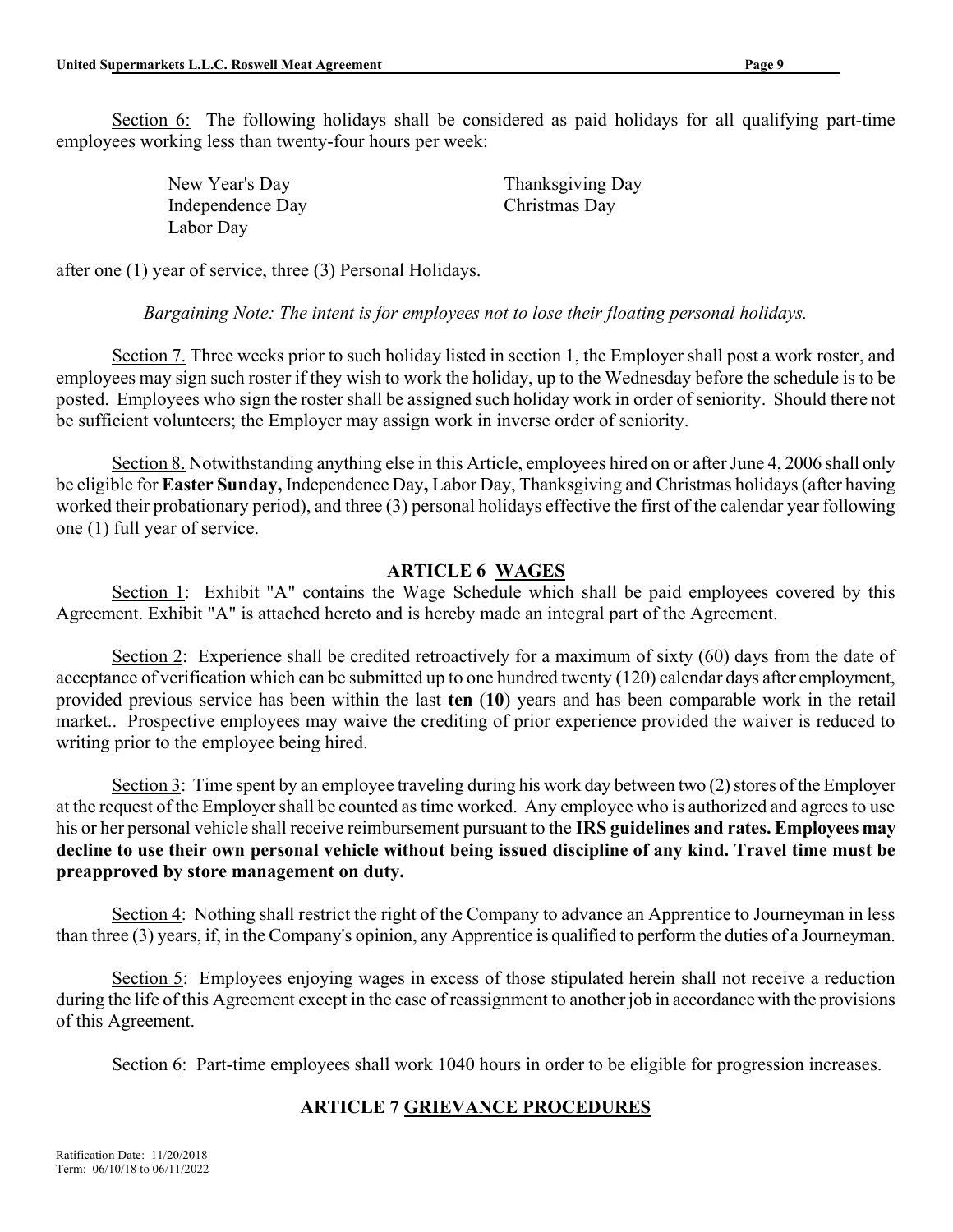<u>Section 6:</u> The following holidays shall be considered as paid holidays for all qualifying part-time employees working less than twenty-four hours per week:

| | |
|---|---|
| New Year's Day | Thanksgiving Day |
| Independence Day | Christmas Day |
| Labor Day | |

after one (1) year of service, three (3) Personal Holidays.

*Bargaining Note: The intent is for employees not to lose their floating personal holidays.*

<u>Section 7.</u> Three weeks prior to such holiday listed in section 1, the Employer shall post a work roster, and employees may sign such roster if they wish to work the holiday, up to the Wednesday before the schedule is to be posted. Employees who sign the roster shall be assigned such holiday work in order of seniority. Should there not be sufficient volunteers; the Employer may assign work in inverse order of seniority.

<u>Section 8.</u> Notwithstanding anything else in this Article, employees hired on or after June 4, 2006 shall only be eligible for **Easter Sunday,** Independence Day**,** Labor Day, Thanksgiving and Christmas holidays (after having worked their probationary period), and three (3) personal holidays effective the first of the calendar year following one (1) full year of service.

## ARTICLE 6 <u>WAGES</u>

<u>Section 1</u>: Exhibit "A" contains the Wage Schedule which shall be paid employees covered by this Agreement. Exhibit "A" is attached hereto and is hereby made an integral part of the Agreement.

<u>Section 2</u>: Experience shall be credited retroactively for a maximum of sixty (60) days from the date of acceptance of verification which can be submitted up to one hundred twenty (120) calendar days after employment, provided previous service has been within the last **ten** (**10**) years and has been comparable work in the retail market.. Prospective employees may waive the crediting of prior experience provided the waiver is reduced to writing prior to the employee being hired.

<u>Section 3</u>: Time spent by an employee traveling during his work day between two (2) stores of the Employer at the request of the Employer shall be counted as time worked. Any employee who is authorized and agrees to use his or her personal vehicle shall receive reimbursement pursuant to the **IRS guidelines and rates. Employees may decline to use their own personal vehicle without being issued discipline of any kind. Travel time must be preapproved by store management on duty.**

<u>Section 4</u>: Nothing shall restrict the right of the Company to advance an Apprentice to Journeyman in less than three (3) years, if, in the Company's opinion, any Apprentice is qualified to perform the duties of a Journeyman.

<u>Section 5</u>: Employees enjoying wages in excess of those stipulated herein shall not receive a reduction during the life of this Agreement except in the case of reassignment to another job in accordance with the provisions of this Agreement.

<u>Section 6</u>: Part-time employees shall work 1040 hours in order to be eligible for progression increases.

## ARTICLE 7 <u>GRIEVANCE PROCEDURES</u>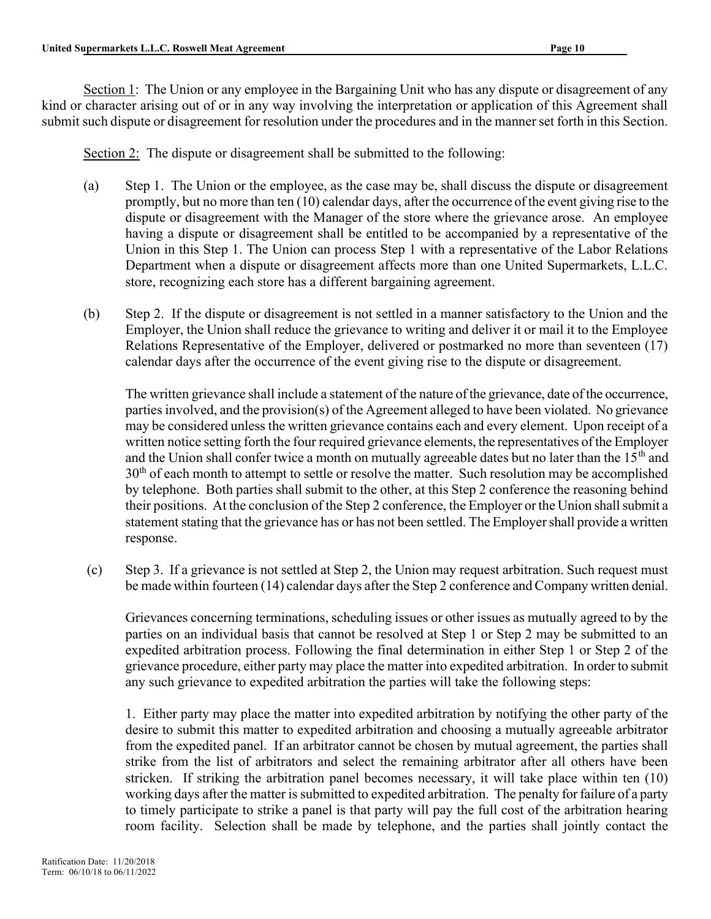Section 1: The Union or any employee in the Bargaining Unit who has any dispute or disagreement of any kind or character arising out of or in any way involving the interpretation or application of this Agreement shall submit such dispute or disagreement for resolution under the procedures and in the manner set forth in this Section.

Section 2: The dispute or disagreement shall be submitted to the following:

(a) Step 1. The Union or the employee, as the case may be, shall discuss the dispute or disagreement promptly, but no more than ten (10) calendar days, after the occurrence of the event giving rise to the dispute or disagreement with the Manager of the store where the grievance arose. An employee having a dispute or disagreement shall be entitled to be accompanied by a representative of the Union in this Step 1. The Union can process Step 1 with a representative of the Labor Relations Department when a dispute or disagreement affects more than one United Supermarkets, L.L.C. store, recognizing each store has a different bargaining agreement.

(b) Step 2. If the dispute or disagreement is not settled in a manner satisfactory to the Union and the Employer, the Union shall reduce the grievance to writing and deliver it or mail it to the Employee Relations Representative of the Employer, delivered or postmarked no more than seventeen (17) calendar days after the occurrence of the event giving rise to the dispute or disagreement.

The written grievance shall include a statement of the nature of the grievance, date of the occurrence, parties involved, and the provision(s) of the Agreement alleged to have been violated. No grievance may be considered unless the written grievance contains each and every element. Upon receipt of a written notice setting forth the four required grievance elements, the representatives of the Employer and the Union shall confer twice a month on mutually agreeable dates but no later than the 15th and 30th of each month to attempt to settle or resolve the matter. Such resolution may be accomplished by telephone. Both parties shall submit to the other, at this Step 2 conference the reasoning behind their positions. At the conclusion of the Step 2 conference, the Employer or the Union shall submit a statement stating that the grievance has or has not been settled. The Employer shall provide a written response.

(c) Step 3. If a grievance is not settled at Step 2, the Union may request arbitration. Such request must be made within fourteen (14) calendar days after the Step 2 conference and Company written denial.

Grievances concerning terminations, scheduling issues or other issues as mutually agreed to by the parties on an individual basis that cannot be resolved at Step 1 or Step 2 may be submitted to an expedited arbitration process. Following the final determination in either Step 1 or Step 2 of the grievance procedure, either party may place the matter into expedited arbitration. In order to submit any such grievance to expedited arbitration the parties will take the following steps:

1. Either party may place the matter into expedited arbitration by notifying the other party of the desire to submit this matter to expedited arbitration and choosing a mutually agreeable arbitrator from the expedited panel. If an arbitrator cannot be chosen by mutual agreement, the parties shall strike from the list of arbitrators and select the remaining arbitrator after all others have been stricken. If striking the arbitration panel becomes necessary, it will take place within ten (10) working days after the matter is submitted to expedited arbitration. The penalty for failure of a party to timely participate to strike a panel is that party will pay the full cost of the arbitration hearing room facility. Selection shall be made by telephone, and the parties shall jointly contact the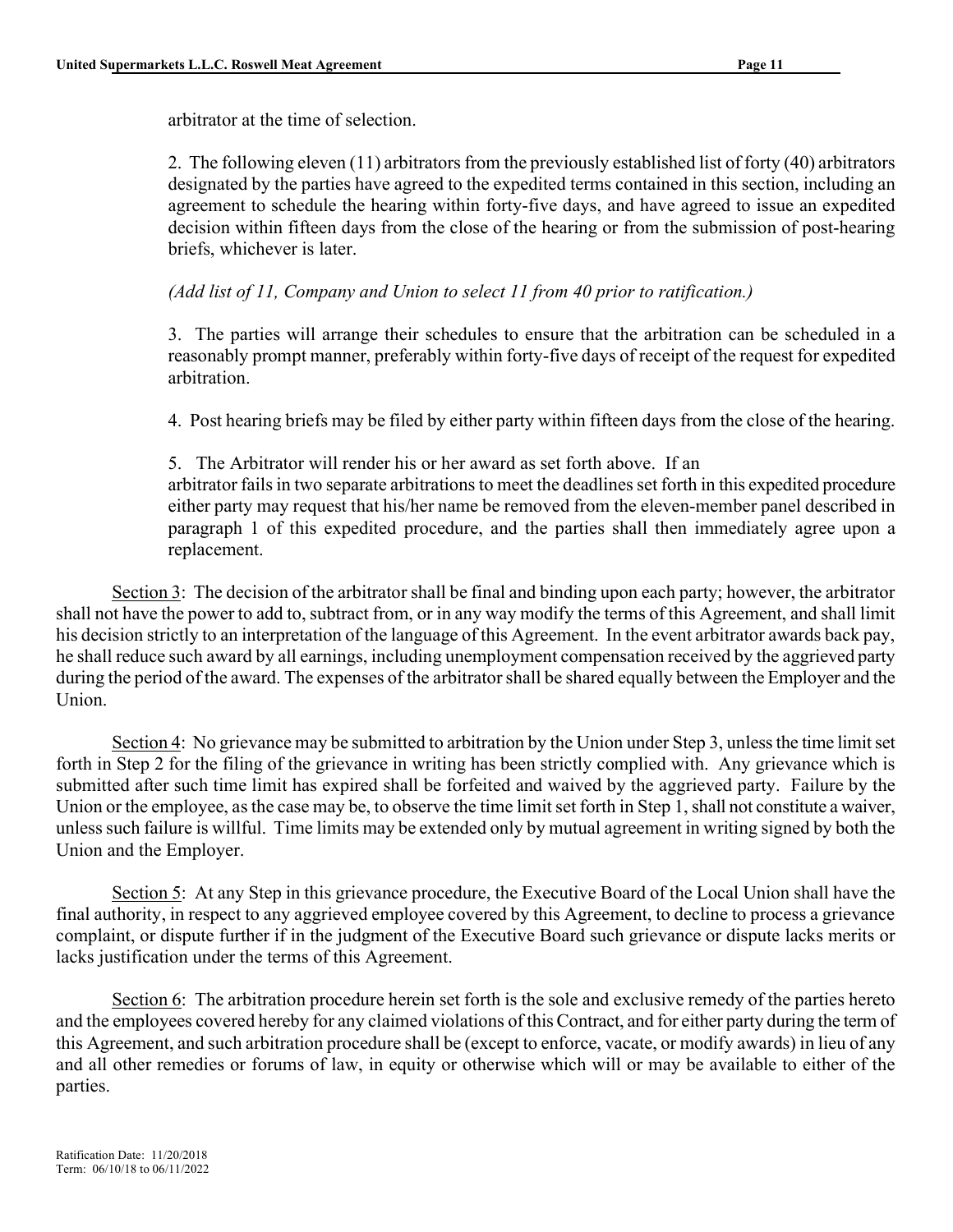arbitrator at the time of selection.

2. The following eleven (11) arbitrators from the previously established list of forty (40) arbitrators designated by the parties have agreed to the expedited terms contained in this section, including an agreement to schedule the hearing within forty-five days, and have agreed to issue an expedited decision within fifteen days from the close of the hearing or from the submission of post-hearing briefs, whichever is later.

*(Add list of 11, Company and Union to select 11 from 40 prior to ratification.)*

3. The parties will arrange their schedules to ensure that the arbitration can be scheduled in a reasonably prompt manner, preferably within forty-five days of receipt of the request for expedited arbitration.

4. Post hearing briefs may be filed by either party within fifteen days from the close of the hearing.

5. The Arbitrator will render his or her award as set forth above. If an arbitrator fails in two separate arbitrations to meet the deadlines set forth in this expedited procedure either party may request that his/her name be removed from the eleven-member panel described in paragraph 1 of this expedited procedure, and the parties shall then immediately agree upon a replacement.

Section 3: The decision of the arbitrator shall be final and binding upon each party; however, the arbitrator shall not have the power to add to, subtract from, or in any way modify the terms of this Agreement, and shall limit his decision strictly to an interpretation of the language of this Agreement. In the event arbitrator awards back pay, he shall reduce such award by all earnings, including unemployment compensation received by the aggrieved party during the period of the award. The expenses of the arbitrator shall be shared equally between the Employer and the Union.

Section 4: No grievance may be submitted to arbitration by the Union under Step 3, unless the time limit set forth in Step 2 for the filing of the grievance in writing has been strictly complied with. Any grievance which is submitted after such time limit has expired shall be forfeited and waived by the aggrieved party. Failure by the Union or the employee, as the case may be, to observe the time limit set forth in Step 1, shall not constitute a waiver, unless such failure is willful. Time limits may be extended only by mutual agreement in writing signed by both the Union and the Employer.

Section 5: At any Step in this grievance procedure, the Executive Board of the Local Union shall have the final authority, in respect to any aggrieved employee covered by this Agreement, to decline to process a grievance complaint, or dispute further if in the judgment of the Executive Board such grievance or dispute lacks merits or lacks justification under the terms of this Agreement.

Section 6: The arbitration procedure herein set forth is the sole and exclusive remedy of the parties hereto and the employees covered hereby for any claimed violations of this Contract, and for either party during the term of this Agreement, and such arbitration procedure shall be (except to enforce, vacate, or modify awards) in lieu of any and all other remedies or forums of law, in equity or otherwise which will or may be available to either of the parties.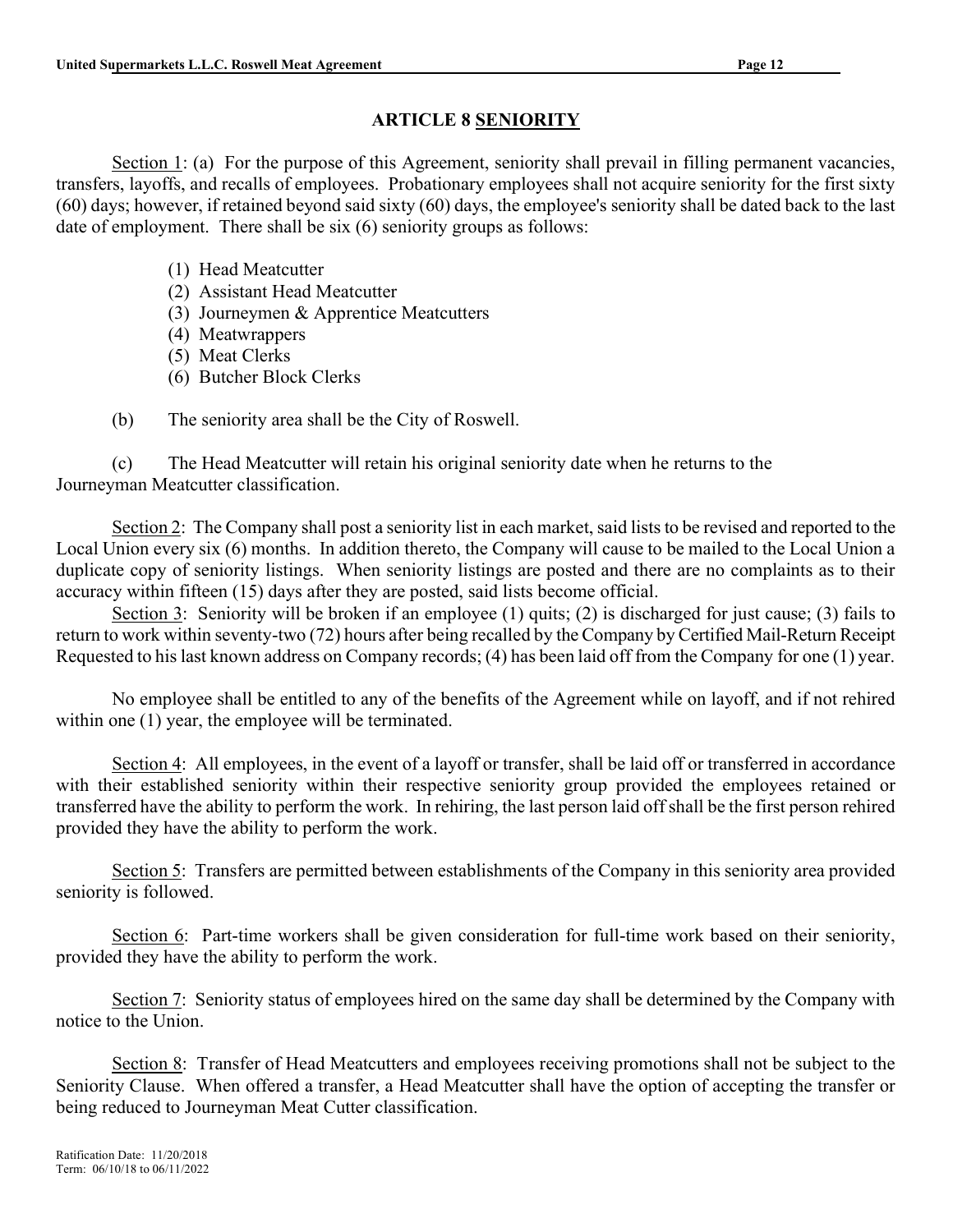## ARTICLE 8 SENIORITY

Section 1: (a) For the purpose of this Agreement, seniority shall prevail in filling permanent vacancies, transfers, layoffs, and recalls of employees. Probationary employees shall not acquire seniority for the first sixty (60) days; however, if retained beyond said sixty (60) days, the employee's seniority shall be dated back to the last date of employment. There shall be six (6) seniority groups as follows:

(1) Head Meatcutter
(2) Assistant Head Meatcutter
(3) Journeymen & Apprentice Meatcutters
(4) Meatwrappers
(5) Meat Clerks
(6) Butcher Block Clerks

(b) The seniority area shall be the City of Roswell.

(c) The Head Meatcutter will retain his original seniority date when he returns to the Journeyman Meatcutter classification.

Section 2: The Company shall post a seniority list in each market, said lists to be revised and reported to the Local Union every six (6) months. In addition thereto, the Company will cause to be mailed to the Local Union a duplicate copy of seniority listings. When seniority listings are posted and there are no complaints as to their accuracy within fifteen (15) days after they are posted, said lists become official.

Section 3: Seniority will be broken if an employee (1) quits; (2) is discharged for just cause; (3) fails to return to work within seventy-two (72) hours after being recalled by the Company by Certified Mail-Return Receipt Requested to his last known address on Company records; (4) has been laid off from the Company for one (1) year.

No employee shall be entitled to any of the benefits of the Agreement while on layoff, and if not rehired within one (1) year, the employee will be terminated.

Section 4: All employees, in the event of a layoff or transfer, shall be laid off or transferred in accordance with their established seniority within their respective seniority group provided the employees retained or transferred have the ability to perform the work. In rehiring, the last person laid off shall be the first person rehired provided they have the ability to perform the work.

Section 5: Transfers are permitted between establishments of the Company in this seniority area provided seniority is followed.

Section 6: Part-time workers shall be given consideration for full-time work based on their seniority, provided they have the ability to perform the work.

Section 7: Seniority status of employees hired on the same day shall be determined by the Company with notice to the Union.

Section 8: Transfer of Head Meatcutters and employees receiving promotions shall not be subject to the Seniority Clause. When offered a transfer, a Head Meatcutter shall have the option of accepting the transfer or being reduced to Journeyman Meat Cutter classification.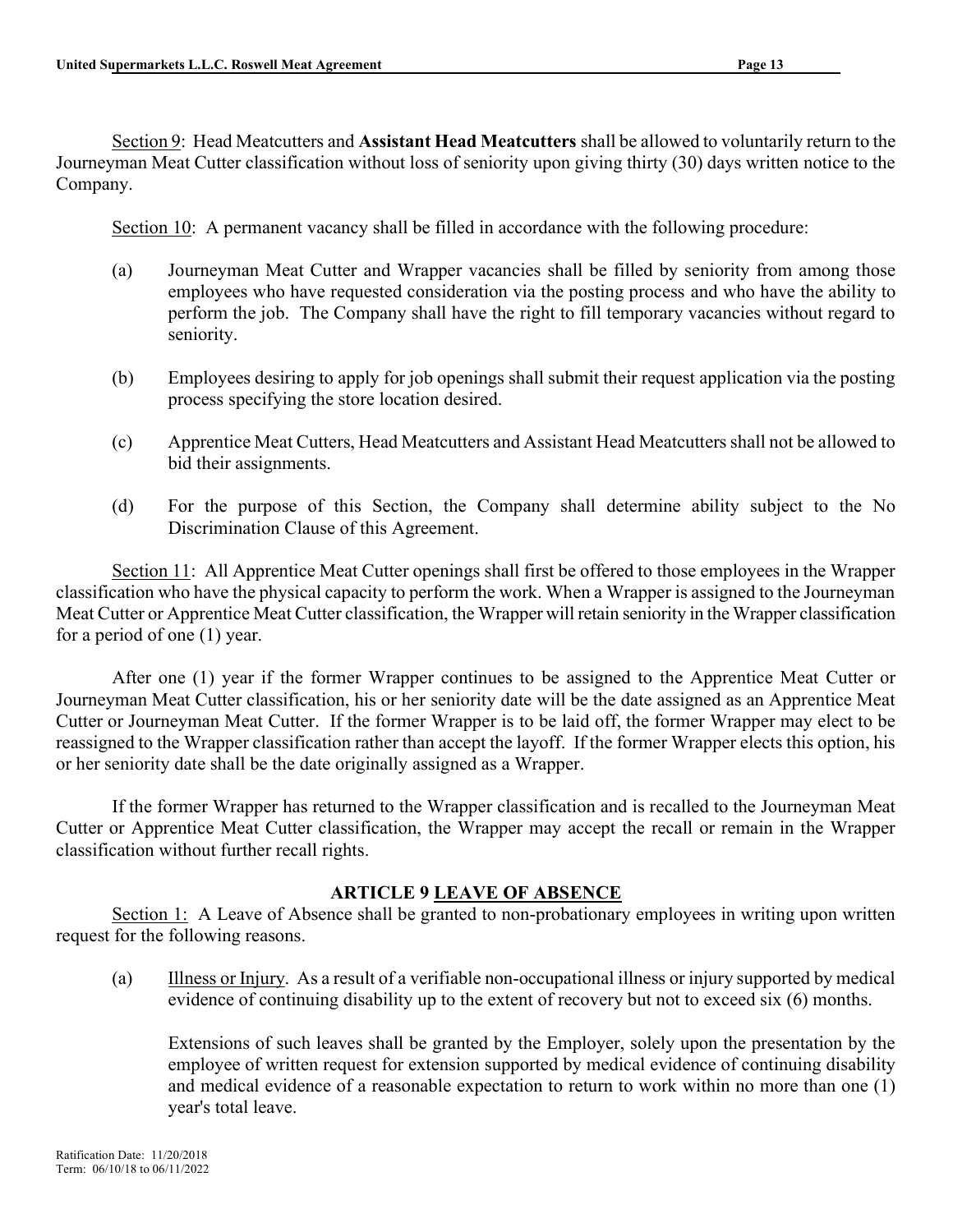Section 9: Head Meatcutters and **Assistant Head Meatcutters** shall be allowed to voluntarily return to the Journeyman Meat Cutter classification without loss of seniority upon giving thirty (30) days written notice to the Company.

Section 10: A permanent vacancy shall be filled in accordance with the following procedure:

(a) Journeyman Meat Cutter and Wrapper vacancies shall be filled by seniority from among those employees who have requested consideration via the posting process and who have the ability to perform the job. The Company shall have the right to fill temporary vacancies without regard to seniority.

(b) Employees desiring to apply for job openings shall submit their request application via the posting process specifying the store location desired.

(c) Apprentice Meat Cutters, Head Meatcutters and Assistant Head Meatcutters shall not be allowed to bid their assignments.

(d) For the purpose of this Section, the Company shall determine ability subject to the No Discrimination Clause of this Agreement.

Section 11: All Apprentice Meat Cutter openings shall first be offered to those employees in the Wrapper classification who have the physical capacity to perform the work. When a Wrapper is assigned to the Journeyman Meat Cutter or Apprentice Meat Cutter classification, the Wrapper will retain seniority in the Wrapper classification for a period of one (1) year.

After one (1) year if the former Wrapper continues to be assigned to the Apprentice Meat Cutter or Journeyman Meat Cutter classification, his or her seniority date will be the date assigned as an Apprentice Meat Cutter or Journeyman Meat Cutter. If the former Wrapper is to be laid off, the former Wrapper may elect to be reassigned to the Wrapper classification rather than accept the layoff. If the former Wrapper elects this option, his or her seniority date shall be the date originally assigned as a Wrapper.

If the former Wrapper has returned to the Wrapper classification and is recalled to the Journeyman Meat Cutter or Apprentice Meat Cutter classification, the Wrapper may accept the recall or remain in the Wrapper classification without further recall rights.

## ARTICLE 9 LEAVE OF ABSENCE

Section 1: A Leave of Absence shall be granted to non-probationary employees in writing upon written request for the following reasons.

(a) Illness or Injury. As a result of a verifiable non-occupational illness or injury supported by medical evidence of continuing disability up to the extent of recovery but not to exceed six (6) months.

Extensions of such leaves shall be granted by the Employer, solely upon the presentation by the employee of written request for extension supported by medical evidence of continuing disability and medical evidence of a reasonable expectation to return to work within no more than one (1) year's total leave.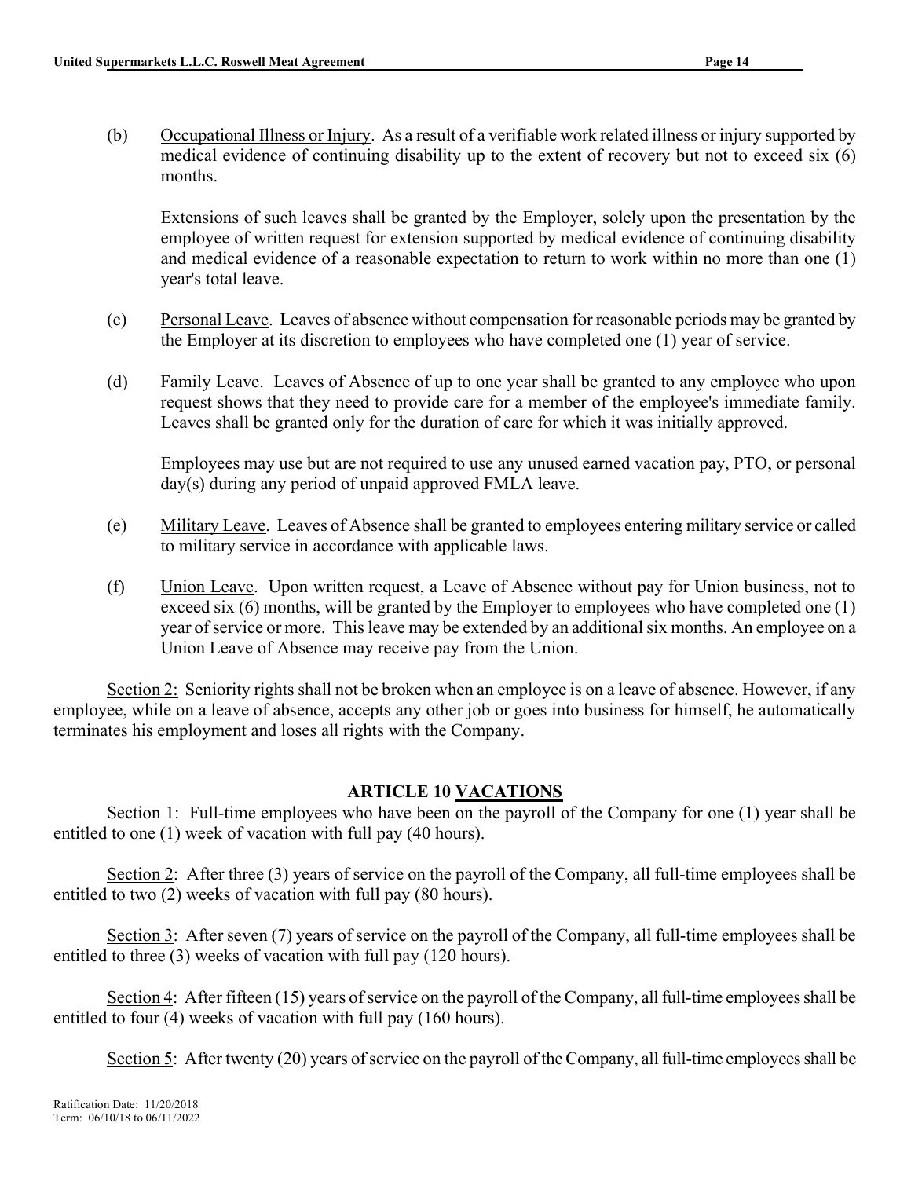(b) Occupational Illness or Injury. As a result of a verifiable work related illness or injury supported by medical evidence of continuing disability up to the extent of recovery but not to exceed six (6) months.

Extensions of such leaves shall be granted by the Employer, solely upon the presentation by the employee of written request for extension supported by medical evidence of continuing disability and medical evidence of a reasonable expectation to return to work within no more than one (1) year's total leave.

(c) Personal Leave. Leaves of absence without compensation for reasonable periods may be granted by the Employer at its discretion to employees who have completed one (1) year of service.

(d) Family Leave. Leaves of Absence of up to one year shall be granted to any employee who upon request shows that they need to provide care for a member of the employee's immediate family. Leaves shall be granted only for the duration of care for which it was initially approved.

Employees may use but are not required to use any unused earned vacation pay, PTO, or personal day(s) during any period of unpaid approved FMLA leave.

(e) Military Leave. Leaves of Absence shall be granted to employees entering military service or called to military service in accordance with applicable laws.

(f) Union Leave. Upon written request, a Leave of Absence without pay for Union business, not to exceed six (6) months, will be granted by the Employer to employees who have completed one (1) year of service or more. This leave may be extended by an additional six months. An employee on a Union Leave of Absence may receive pay from the Union.

Section 2: Seniority rights shall not be broken when an employee is on a leave of absence. However, if any employee, while on a leave of absence, accepts any other job or goes into business for himself, he automatically terminates his employment and loses all rights with the Company.

## ARTICLE 10 VACATIONS

Section 1: Full-time employees who have been on the payroll of the Company for one (1) year shall be entitled to one (1) week of vacation with full pay (40 hours).

Section 2: After three (3) years of service on the payroll of the Company, all full-time employees shall be entitled to two (2) weeks of vacation with full pay (80 hours).

Section 3: After seven (7) years of service on the payroll of the Company, all full-time employees shall be entitled to three (3) weeks of vacation with full pay (120 hours).

Section 4: After fifteen (15) years of service on the payroll of the Company, all full-time employees shall be entitled to four (4) weeks of vacation with full pay (160 hours).

Section 5: After twenty (20) years of service on the payroll of the Company, all full-time employees shall be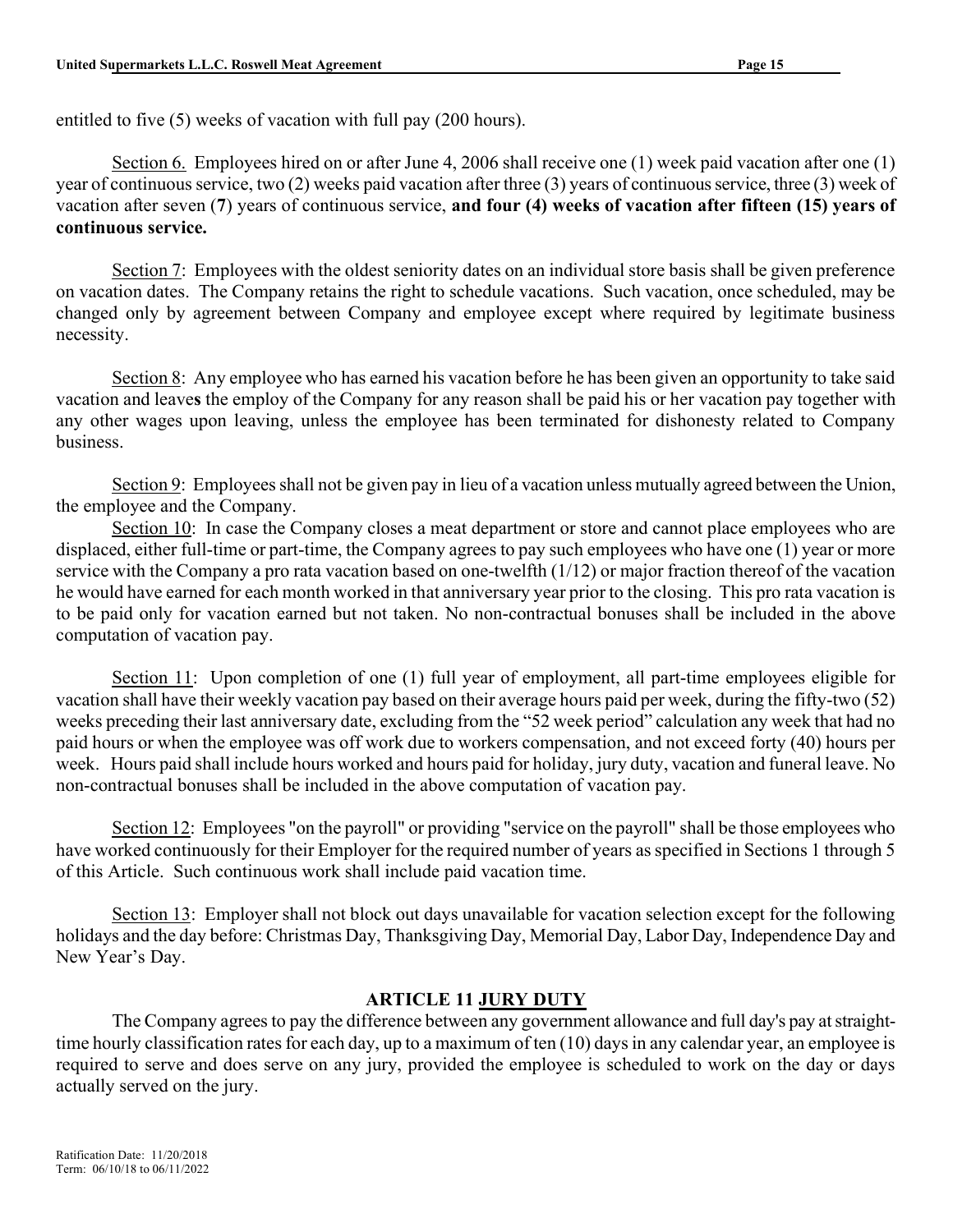entitled to five (5) weeks of vacation with full pay (200 hours).

Section 6. Employees hired on or after June 4, 2006 shall receive one (1) week paid vacation after one (1) year of continuous service, two (2) weeks paid vacation after three (3) years of continuous service, three (3) week of vacation after seven (**7**) years of continuous service, **and four (4) weeks of vacation after fifteen (15) years of continuous service.**

Section 7: Employees with the oldest seniority dates on an individual store basis shall be given preference on vacation dates. The Company retains the right to schedule vacations. Such vacation, once scheduled, may be changed only by agreement between Company and employee except where required by legitimate business necessity.

Section 8: Any employee who has earned his vacation before he has been given an opportunity to take said vacation and leave**s** the employ of the Company for any reason shall be paid his or her vacation pay together with any other wages upon leaving, unless the employee has been terminated for dishonesty related to Company business.

Section 9: Employees shall not be given pay in lieu of a vacation unless mutually agreed between the Union, the employee and the Company.

Section 10: In case the Company closes a meat department or store and cannot place employees who are displaced, either full-time or part-time, the Company agrees to pay such employees who have one (1) year or more service with the Company a pro rata vacation based on one-twelfth (1/12) or major fraction thereof of the vacation he would have earned for each month worked in that anniversary year prior to the closing. This pro rata vacation is to be paid only for vacation earned but not taken. No non-contractual bonuses shall be included in the above computation of vacation pay.

Section 11: Upon completion of one (1) full year of employment, all part-time employees eligible for vacation shall have their weekly vacation pay based on their average hours paid per week, during the fifty-two (52) weeks preceding their last anniversary date, excluding from the "52 week period" calculation any week that had no paid hours or when the employee was off work due to workers compensation, and not exceed forty (40) hours per week. Hours paid shall include hours worked and hours paid for holiday, jury duty, vacation and funeral leave. No non-contractual bonuses shall be included in the above computation of vacation pay.

Section 12: Employees "on the payroll" or providing "service on the payroll" shall be those employees who have worked continuously for their Employer for the required number of years as specified in Sections 1 through 5 of this Article. Such continuous work shall include paid vacation time.

Section 13: Employer shall not block out days unavailable for vacation selection except for the following holidays and the day before: Christmas Day, Thanksgiving Day, Memorial Day, Labor Day, Independence Day and New Year's Day.

## ARTICLE 11 JURY DUTY

The Company agrees to pay the difference between any government allowance and full day's pay at straight-time hourly classification rates for each day, up to a maximum of ten (10) days in any calendar year, an employee is required to serve and does serve on any jury, provided the employee is scheduled to work on the day or days actually served on the jury.

Ratification Date: 11/20/2018
Term: 06/10/18 to 06/11/2022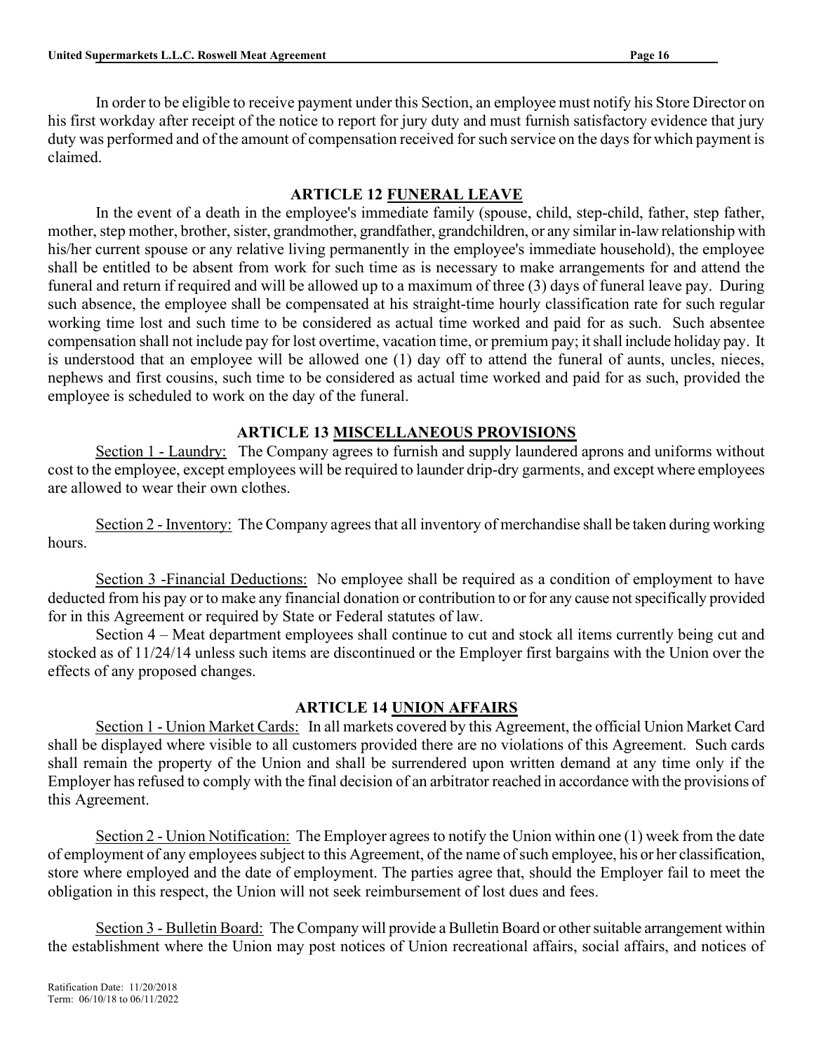In order to be eligible to receive payment under this Section, an employee must notify his Store Director on his first workday after receipt of the notice to report for jury duty and must furnish satisfactory evidence that jury duty was performed and of the amount of compensation received for such service on the days for which payment is claimed.

## ARTICLE 12 FUNERAL LEAVE

In the event of a death in the employee's immediate family (spouse, child, step-child, father, step father, mother, step mother, brother, sister, grandmother, grandfather, grandchildren, or any similar in-law relationship with his/her current spouse or any relative living permanently in the employee's immediate household), the employee shall be entitled to be absent from work for such time as is necessary to make arrangements for and attend the funeral and return if required and will be allowed up to a maximum of three (3) days of funeral leave pay. During such absence, the employee shall be compensated at his straight-time hourly classification rate for such regular working time lost and such time to be considered as actual time worked and paid for as such. Such absentee compensation shall not include pay for lost overtime, vacation time, or premium pay; it shall include holiday pay. It is understood that an employee will be allowed one (1) day off to attend the funeral of aunts, uncles, nieces, nephews and first cousins, such time to be considered as actual time worked and paid for as such, provided the employee is scheduled to work on the day of the funeral.

## ARTICLE 13 MISCELLANEOUS PROVISIONS

Section 1 - Laundry: The Company agrees to furnish and supply laundered aprons and uniforms without cost to the employee, except employees will be required to launder drip-dry garments, and except where employees are allowed to wear their own clothes.

Section 2 - Inventory: The Company agrees that all inventory of merchandise shall be taken during working hours.

Section 3 -Financial Deductions: No employee shall be required as a condition of employment to have deducted from his pay or to make any financial donation or contribution to or for any cause not specifically provided for in this Agreement or required by State or Federal statutes of law.

Section 4 – Meat department employees shall continue to cut and stock all items currently being cut and stocked as of 11/24/14 unless such items are discontinued or the Employer first bargains with the Union over the effects of any proposed changes.

## ARTICLE 14 UNION AFFAIRS

Section 1 - Union Market Cards: In all markets covered by this Agreement, the official Union Market Card shall be displayed where visible to all customers provided there are no violations of this Agreement. Such cards shall remain the property of the Union and shall be surrendered upon written demand at any time only if the Employer has refused to comply with the final decision of an arbitrator reached in accordance with the provisions of this Agreement.

Section 2 - Union Notification: The Employer agrees to notify the Union within one (1) week from the date of employment of any employees subject to this Agreement, of the name of such employee, his or her classification, store where employed and the date of employment. The parties agree that, should the Employer fail to meet the obligation in this respect, the Union will not seek reimbursement of lost dues and fees.

Section 3 - Bulletin Board: The Company will provide a Bulletin Board or other suitable arrangement within the establishment where the Union may post notices of Union recreational affairs, social affairs, and notices of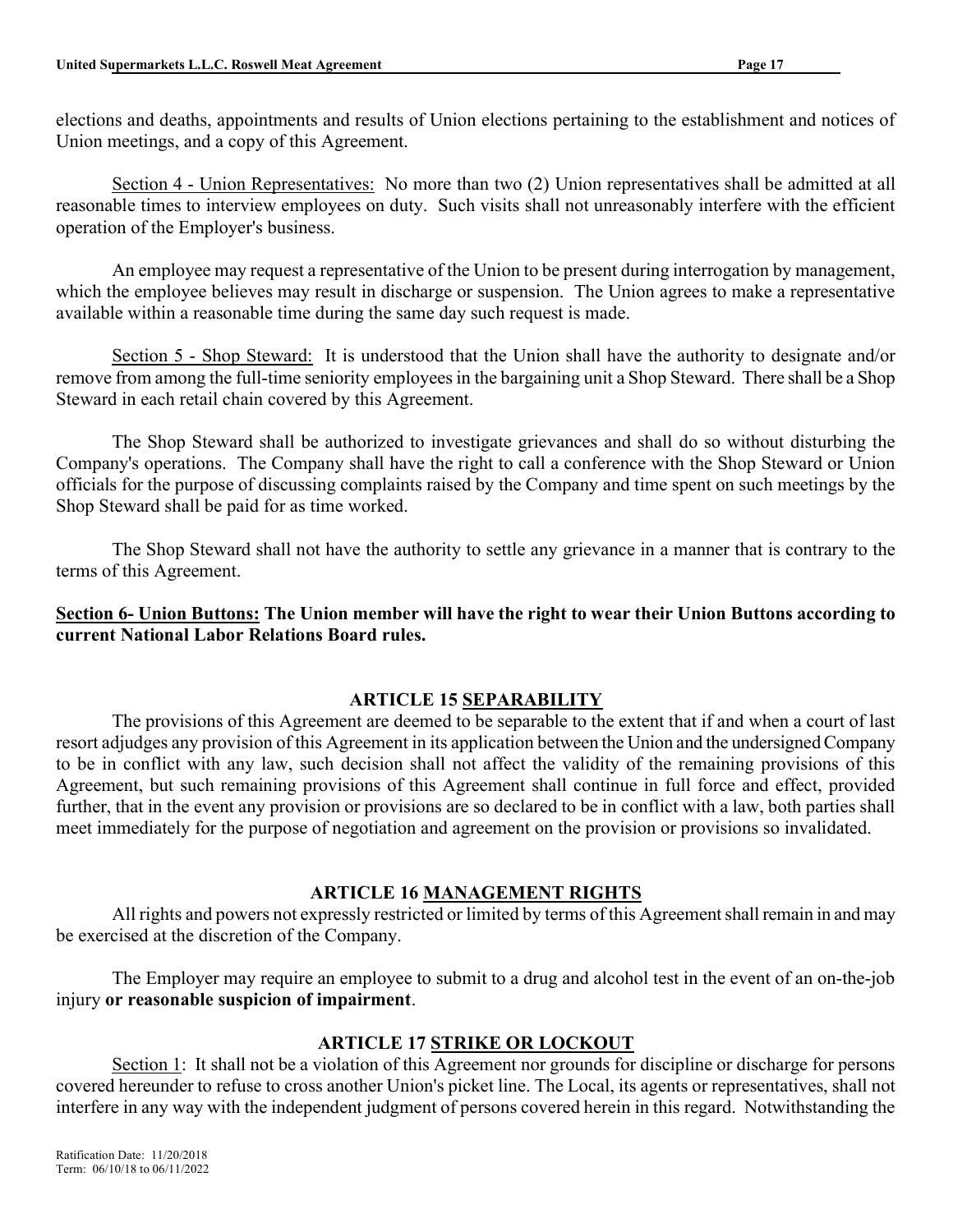elections and deaths, appointments and results of Union elections pertaining to the establishment and notices of Union meetings, and a copy of this Agreement.

Section 4 - Union Representatives: No more than two (2) Union representatives shall be admitted at all reasonable times to interview employees on duty. Such visits shall not unreasonably interfere with the efficient operation of the Employer's business.

An employee may request a representative of the Union to be present during interrogation by management, which the employee believes may result in discharge or suspension. The Union agrees to make a representative available within a reasonable time during the same day such request is made.

Section 5 - Shop Steward: It is understood that the Union shall have the authority to designate and/or remove from among the full-time seniority employees in the bargaining unit a Shop Steward. There shall be a Shop Steward in each retail chain covered by this Agreement.

The Shop Steward shall be authorized to investigate grievances and shall do so without disturbing the Company's operations. The Company shall have the right to call a conference with the Shop Steward or Union officials for the purpose of discussing complaints raised by the Company and time spent on such meetings by the Shop Steward shall be paid for as time worked.

The Shop Steward shall not have the authority to settle any grievance in a manner that is contrary to the terms of this Agreement.

**Section 6- Union Buttons: The Union member will have the right to wear their Union Buttons according to current National Labor Relations Board rules.**

## ARTICLE 15 SEPARABILITY

The provisions of this Agreement are deemed to be separable to the extent that if and when a court of last resort adjudges any provision of this Agreement in its application between the Union and the undersigned Company to be in conflict with any law, such decision shall not affect the validity of the remaining provisions of this Agreement, but such remaining provisions of this Agreement shall continue in full force and effect, provided further, that in the event any provision or provisions are so declared to be in conflict with a law, both parties shall meet immediately for the purpose of negotiation and agreement on the provision or provisions so invalidated.

## ARTICLE 16 MANAGEMENT RIGHTS

All rights and powers not expressly restricted or limited by terms of this Agreement shall remain in and may be exercised at the discretion of the Company.

The Employer may require an employee to submit to a drug and alcohol test in the event of an on-the-job injury **or reasonable suspicion of impairment**.

## ARTICLE 17 STRIKE OR LOCKOUT

Section 1: It shall not be a violation of this Agreement nor grounds for discipline or discharge for persons covered hereunder to refuse to cross another Union's picket line. The Local, its agents or representatives, shall not interfere in any way with the independent judgment of persons covered herein in this regard. Notwithstanding the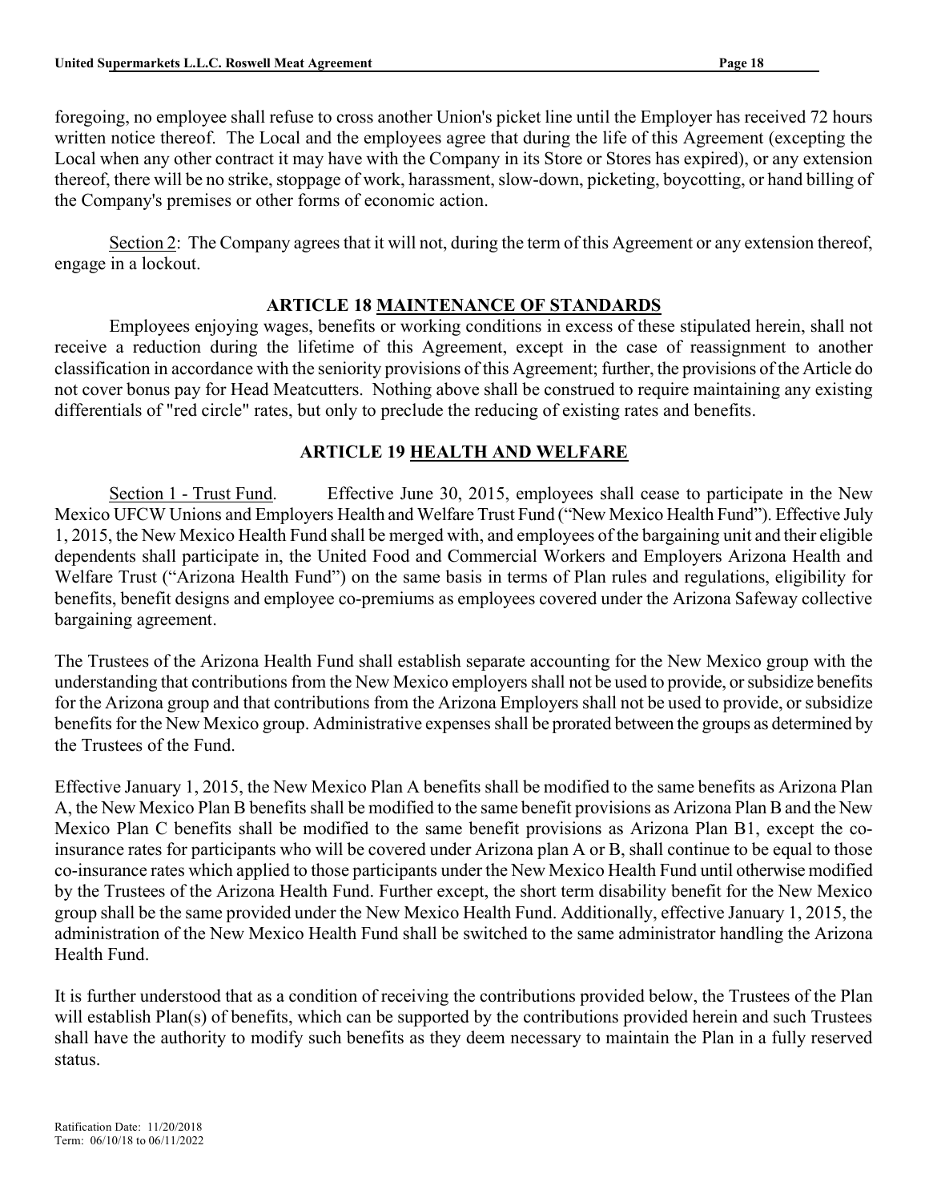foregoing, no employee shall refuse to cross another Union's picket line until the Employer has received 72 hours written notice thereof. The Local and the employees agree that during the life of this Agreement (excepting the Local when any other contract it may have with the Company in its Store or Stores has expired), or any extension thereof, there will be no strike, stoppage of work, harassment, slow-down, picketing, boycotting, or hand billing of the Company's premises or other forms of economic action.

Section 2: The Company agrees that it will not, during the term of this Agreement or any extension thereof, engage in a lockout.

## ARTICLE 18 MAINTENANCE OF STANDARDS

Employees enjoying wages, benefits or working conditions in excess of these stipulated herein, shall not receive a reduction during the lifetime of this Agreement, except in the case of reassignment to another classification in accordance with the seniority provisions of this Agreement; further, the provisions of the Article do not cover bonus pay for Head Meatcutters. Nothing above shall be construed to require maintaining any existing differentials of "red circle" rates, but only to preclude the reducing of existing rates and benefits.

## ARTICLE 19 HEALTH AND WELFARE

Section 1 - Trust Fund. Effective June 30, 2015, employees shall cease to participate in the New Mexico UFCW Unions and Employers Health and Welfare Trust Fund ("New Mexico Health Fund"). Effective July 1, 2015, the New Mexico Health Fund shall be merged with, and employees of the bargaining unit and their eligible dependents shall participate in, the United Food and Commercial Workers and Employers Arizona Health and Welfare Trust ("Arizona Health Fund") on the same basis in terms of Plan rules and regulations, eligibility for benefits, benefit designs and employee co-premiums as employees covered under the Arizona Safeway collective bargaining agreement.

The Trustees of the Arizona Health Fund shall establish separate accounting for the New Mexico group with the understanding that contributions from the New Mexico employers shall not be used to provide, or subsidize benefits for the Arizona group and that contributions from the Arizona Employers shall not be used to provide, or subsidize benefits for the New Mexico group. Administrative expenses shall be prorated between the groups as determined by the Trustees of the Fund.

Effective January 1, 2015, the New Mexico Plan A benefits shall be modified to the same benefits as Arizona Plan A, the New Mexico Plan B benefits shall be modified to the same benefit provisions as Arizona Plan B and the New Mexico Plan C benefits shall be modified to the same benefit provisions as Arizona Plan B1, except the co-insurance rates for participants who will be covered under Arizona plan A or B, shall continue to be equal to those co-insurance rates which applied to those participants under the New Mexico Health Fund until otherwise modified by the Trustees of the Arizona Health Fund. Further except, the short term disability benefit for the New Mexico group shall be the same provided under the New Mexico Health Fund. Additionally, effective January 1, 2015, the administration of the New Mexico Health Fund shall be switched to the same administrator handling the Arizona Health Fund.

It is further understood that as a condition of receiving the contributions provided below, the Trustees of the Plan will establish Plan(s) of benefits, which can be supported by the contributions provided herein and such Trustees shall have the authority to modify such benefits as they deem necessary to maintain the Plan in a fully reserved status.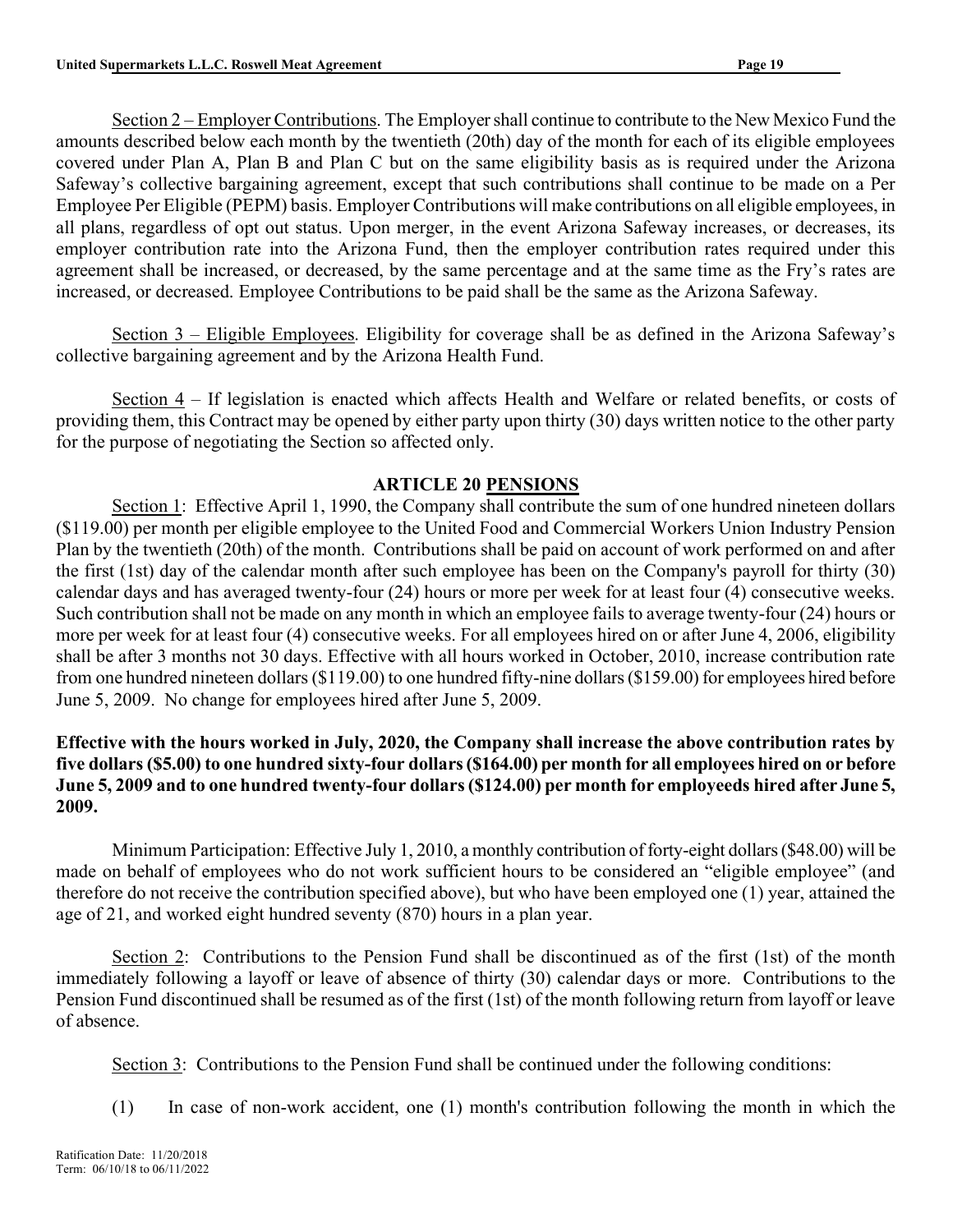Section 2 – Employer Contributions. The Employer shall continue to contribute to the New Mexico Fund the amounts described below each month by the twentieth (20th) day of the month for each of its eligible employees covered under Plan A, Plan B and Plan C but on the same eligibility basis as is required under the Arizona Safeway's collective bargaining agreement, except that such contributions shall continue to be made on a Per Employee Per Eligible (PEPM) basis. Employer Contributions will make contributions on all eligible employees, in all plans, regardless of opt out status. Upon merger, in the event Arizona Safeway increases, or decreases, its employer contribution rate into the Arizona Fund, then the employer contribution rates required under this agreement shall be increased, or decreased, by the same percentage and at the same time as the Fry's rates are increased, or decreased. Employee Contributions to be paid shall be the same as the Arizona Safeway.

Section 3 – Eligible Employees. Eligibility for coverage shall be as defined in the Arizona Safeway's collective bargaining agreement and by the Arizona Health Fund.

Section 4 – If legislation is enacted which affects Health and Welfare or related benefits, or costs of providing them, this Contract may be opened by either party upon thirty (30) days written notice to the other party for the purpose of negotiating the Section so affected only.

## ARTICLE 20 PENSIONS

Section 1: Effective April 1, 1990, the Company shall contribute the sum of one hundred nineteen dollars ($119.00) per month per eligible employee to the United Food and Commercial Workers Union Industry Pension Plan by the twentieth (20th) of the month. Contributions shall be paid on account of work performed on and after the first (1st) day of the calendar month after such employee has been on the Company's payroll for thirty (30) calendar days and has averaged twenty-four (24) hours or more per week for at least four (4) consecutive weeks. Such contribution shall not be made on any month in which an employee fails to average twenty-four (24) hours or more per week for at least four (4) consecutive weeks. For all employees hired on or after June 4, 2006, eligibility shall be after 3 months not 30 days. Effective with all hours worked in October, 2010, increase contribution rate from one hundred nineteen dollars ($119.00) to one hundred fifty-nine dollars ($159.00) for employees hired before June 5, 2009. No change for employees hired after June 5, 2009.

**Effective with the hours worked in July, 2020, the Company shall increase the above contribution rates by five dollars ($5.00) to one hundred sixty-four dollars ($164.00) per month for all employees hired on or before June 5, 2009 and to one hundred twenty-four dollars ($124.00) per month for employeeds hired after June 5, 2009.**

Minimum Participation: Effective July 1, 2010, a monthly contribution of forty-eight dollars ($48.00) will be made on behalf of employees who do not work sufficient hours to be considered an "eligible employee" (and therefore do not receive the contribution specified above), but who have been employed one (1) year, attained the age of 21, and worked eight hundred seventy (870) hours in a plan year.

Section 2: Contributions to the Pension Fund shall be discontinued as of the first (1st) of the month immediately following a layoff or leave of absence of thirty (30) calendar days or more. Contributions to the Pension Fund discontinued shall be resumed as of the first (1st) of the month following return from layoff or leave of absence.

Section 3: Contributions to the Pension Fund shall be continued under the following conditions:

(1) In case of non-work accident, one (1) month's contribution following the month in which the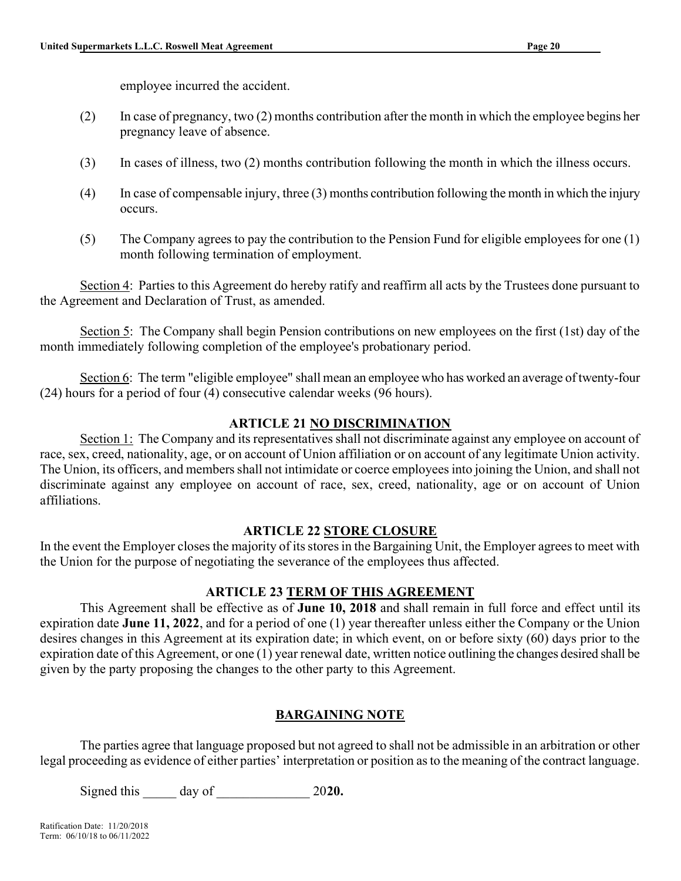employee incurred the accident.

(2) In case of pregnancy, two (2) months contribution after the month in which the employee begins her pregnancy leave of absence.

(3) In cases of illness, two (2) months contribution following the month in which the illness occurs.

(4) In case of compensable injury, three (3) months contribution following the month in which the injury occurs.

(5) The Company agrees to pay the contribution to the Pension Fund for eligible employees for one (1) month following termination of employment.

Section 4: Parties to this Agreement do hereby ratify and reaffirm all acts by the Trustees done pursuant to the Agreement and Declaration of Trust, as amended.

Section 5: The Company shall begin Pension contributions on new employees on the first (1st) day of the month immediately following completion of the employee's probationary period.

Section 6: The term "eligible employee" shall mean an employee who has worked an average of twenty-four (24) hours for a period of four (4) consecutive calendar weeks (96 hours).

## ARTICLE 21 NO DISCRIMINATION

Section 1: The Company and its representatives shall not discriminate against any employee on account of race, sex, creed, nationality, age, or on account of Union affiliation or on account of any legitimate Union activity. The Union, its officers, and members shall not intimidate or coerce employees into joining the Union, and shall not discriminate against any employee on account of race, sex, creed, nationality, age or on account of Union affiliations.

## ARTICLE 22 STORE CLOSURE

In the event the Employer closes the majority of its stores in the Bargaining Unit, the Employer agrees to meet with the Union for the purpose of negotiating the severance of the employees thus affected.

## ARTICLE 23 TERM OF THIS AGREEMENT

This Agreement shall be effective as of **June 10, 2018** and shall remain in full force and effect until its expiration date **June 11, 2022**, and for a period of one (1) year thereafter unless either the Company or the Union desires changes in this Agreement at its expiration date; in which event, on or before sixty (60) days prior to the expiration date of this Agreement, or one (1) year renewal date, written notice outlining the changes desired shall be given by the party proposing the changes to the other party to this Agreement.

## BARGAINING NOTE

The parties agree that language proposed but not agreed to shall not be admissible in an arbitration or other legal proceeding as evidence of either parties' interpretation or position as to the meaning of the contract language.

Signed this _____ day of ______________ 20**20.**

Ratification Date: 11/20/2018
Term: 06/10/18 to 06/11/2022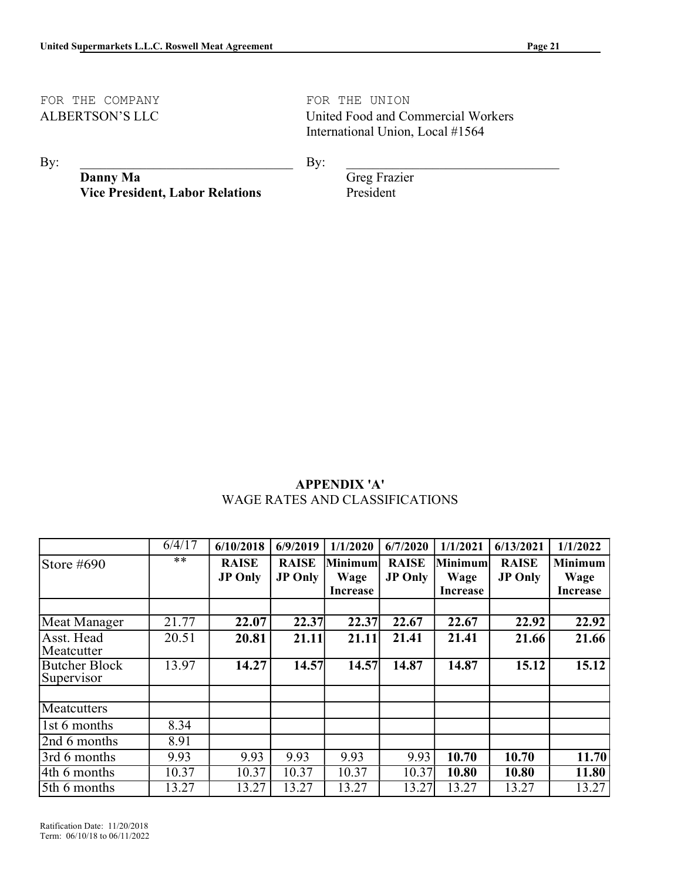FOR THE COMPANY
ALBERTSON'S LLC

By: ______________________________
**Danny Ma**
**Vice President, Labor Relations**

FOR THE UNION
United Food and Commercial Workers International Union, Local #1564

By: ______________________________
Greg Frazier
President

## APPENDIX 'A'

WAGE RATES AND CLASSIFICATIONS

| | 6/4/17 | **6/10/2018** | **6/9/2019** | **1/1/2020** | **6/7/2020** | **1/1/2021** | **6/13/2021** | **1/1/2022** |
|---|---|---|---|---|---|---|---|---|
| Store #690 | ** | **RAISE JP Only** | **RAISE JP Only** | **Minimum Wage Increase** | **RAISE JP Only** | **Minimum Wage Increase** | **RAISE JP Only** | **Minimum Wage Increase** |
| | | | | | | | | |
| Meat Manager | 21.77 | **22.07** | **22.37** | **22.37** | **22.67** | **22.67** | **22.92** | **22.92** |
| Asst. Head Meatcutter | 20.51 | **20.81** | **21.11** | **21.11** | **21.41** | **21.41** | **21.66** | **21.66** |
| Butcher Block Supervisor | 13.97 | **14.27** | **14.57** | **14.57** | **14.87** | **14.87** | **15.12** | **15.12** |
| | | | | | | | | |
| Meatcutters | | | | | | | | |
| 1st 6 months | 8.34 | | | | | | | |
| 2nd 6 months | 8.91 | | | | | | | |
| 3rd 6 months | 9.93 | 9.93 | 9.93 | 9.93 | 9.93 | **10.70** | **10.70** | **11.70** |
| 4th 6 months | 10.37 | 10.37 | 10.37 | 10.37 | 10.37 | **10.80** | **10.80** | **11.80** |
| 5th 6 months | 13.27 | 13.27 | 13.27 | 13.27 | 13.27 | 13.27 | 13.27 | 13.27 |

Ratification Date: 11/20/2018
Term: 06/10/18 to 06/11/2022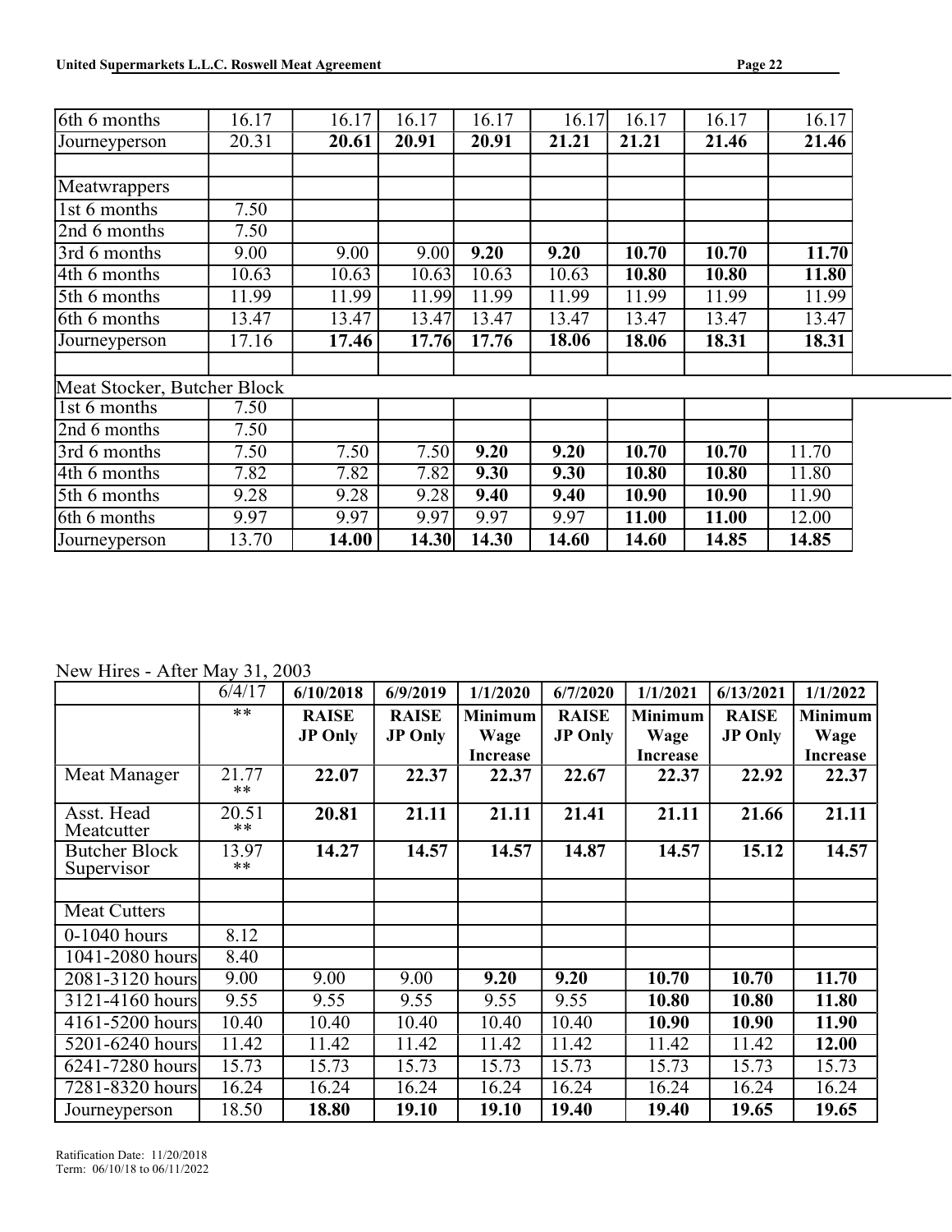| | | | | | | | | |
|---|---|---|---|---|---|---|---|---|
| 6th 6 months | 16.17 | 16.17 | 16.17 | 16.17 | 16.17 | 16.17 | 16.17 | 16.17 |
| Journeyperson | 20.31 | **20.61** | **20.91** | **20.91** | **21.21** | **21.21** | **21.46** | **21.46** |
| | | | | | | | | |
| Meatwrappers | | | | | | | | |
| 1st 6 months | 7.50 | | | | | | | |
| 2nd 6 months | 7.50 | | | | | | | |
| 3rd 6 months | 9.00 | 9.00 | 9.00 | **9.20** | **9.20** | **10.70** | **10.70** | **11.70** |
| 4th 6 months | 10.63 | 10.63 | 10.63 | 10.63 | 10.63 | **10.80** | **10.80** | **11.80** |
| 5th 6 months | 11.99 | 11.99 | 11.99 | 11.99 | 11.99 | 11.99 | 11.99 | 11.99 |
| 6th 6 months | 13.47 | 13.47 | 13.47 | 13.47 | 13.47 | 13.47 | 13.47 | 13.47 |
| Journeyperson | 17.16 | **17.46** | **17.76** | **17.76** | **18.06** | **18.06** | **18.31** | **18.31** |
| | | | | | | | | |
| Meat Stocker, Butcher Block | | | | | | | | |
| 1st 6 months | 7.50 | | | | | | | |
| 2nd 6 months | 7.50 | | | | | | | |
| 3rd 6 months | 7.50 | 7.50 | 7.50 | **9.20** | **9.20** | **10.70** | **10.70** | 11.70 |
| 4th 6 months | 7.82 | 7.82 | 7.82 | **9.30** | **9.30** | **10.80** | **10.80** | 11.80 |
| 5th 6 months | 9.28 | 9.28 | 9.28 | **9.40** | **9.40** | **10.90** | **10.90** | 11.90 |
| 6th 6 months | 9.97 | 9.97 | 9.97 | 9.97 | 9.97 | **11.00** | **11.00** | 12.00 |
| Journeyperson | 13.70 | **14.00** | **14.30** | **14.30** | **14.60** | **14.60** | **14.85** | **14.85** |

New Hires - After May 31, 2003

| | 6/4/17 | 6/10/2018 | 6/9/2019 | 1/1/2020 | 6/7/2020 | 1/1/2021 | 6/13/2021 | 1/1/2022 |
|---|---|---|---|---|---|---|---|---|
| | ** | **RAISE JP Only** | **RAISE JP Only** | **Minimum Wage Increase** | **RAISE JP Only** | **Minimum Wage Increase** | **RAISE JP Only** | **Minimum Wage Increase** |
| Meat Manager | 21.77 ** | **22.07** | **22.37** | **22.37** | **22.67** | **22.37** | **22.92** | **22.37** |
| Asst. Head Meatcutter | 20.51 ** | **20.81** | **21.11** | **21.11** | **21.41** | **21.11** | **21.66** | **21.11** |
| Butcher Block Supervisor | 13.97 ** | **14.27** | **14.57** | **14.57** | **14.87** | **14.57** | **15.12** | **14.57** |
| | | | | | | | | |
| Meat Cutters | | | | | | | | |
| 0-1040 hours | 8.12 | | | | | | | |
| 1041-2080 hours | 8.40 | | | | | | | |
| 2081-3120 hours | 9.00 | 9.00 | 9.00 | **9.20** | **9.20** | **10.70** | **10.70** | **11.70** |
| 3121-4160 hours | 9.55 | 9.55 | 9.55 | 9.55 | 9.55 | **10.80** | **10.80** | **11.80** |
| 4161-5200 hours | 10.40 | 10.40 | 10.40 | 10.40 | 10.40 | **10.90** | **10.90** | **11.90** |
| 5201-6240 hours | 11.42 | 11.42 | 11.42 | 11.42 | 11.42 | 11.42 | 11.42 | **12.00** |
| 6241-7280 hours | 15.73 | 15.73 | 15.73 | 15.73 | 15.73 | 15.73 | 15.73 | 15.73 |
| 7281-8320 hours | 16.24 | 16.24 | 16.24 | 16.24 | 16.24 | 16.24 | 16.24 | 16.24 |
| Journeyperson | 18.50 | **18.80** | **19.10** | **19.10** | **19.40** | **19.40** | **19.65** | **19.65** |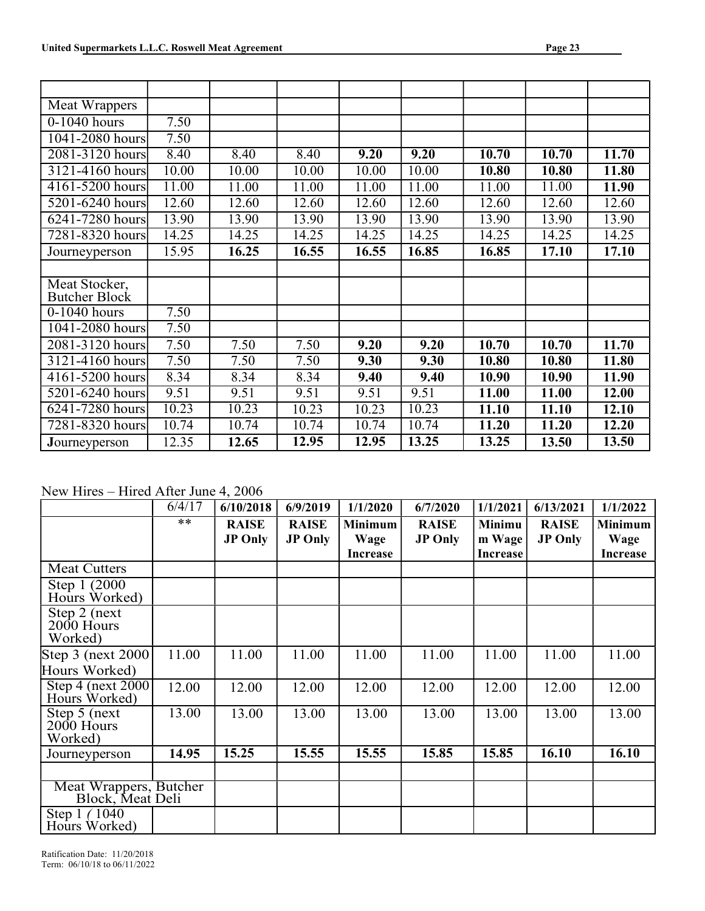| | | | | | | | | |
|---|---|---|---|---|---|---|---|---|
| Meat Wrappers | | | | | | | | |
| 0-1040 hours | 7.50 | | | | | | | |
| 1041-2080 hours | 7.50 | | | | | | | |
| 2081-3120 hours | 8.40 | 8.40 | 8.40 | **9.20** | **9.20** | **10.70** | **10.70** | **11.70** |
| 3121-4160 hours | 10.00 | 10.00 | 10.00 | 10.00 | 10.00 | **10.80** | **10.80** | **11.80** |
| 4161-5200 hours | 11.00 | 11.00 | 11.00 | 11.00 | 11.00 | 11.00 | 11.00 | **11.90** |
| 5201-6240 hours | 12.60 | 12.60 | 12.60 | 12.60 | 12.60 | 12.60 | 12.60 | 12.60 |
| 6241-7280 hours | 13.90 | 13.90 | 13.90 | 13.90 | 13.90 | 13.90 | 13.90 | 13.90 |
| 7281-8320 hours | 14.25 | 14.25 | 14.25 | 14.25 | 14.25 | 14.25 | 14.25 | 14.25 |
| Journeyperson | 15.95 | **16.25** | **16.55** | **16.55** | **16.85** | **16.85** | **17.10** | **17.10** |
| | | | | | | | | |
| Meat Stocker, Butcher Block | | | | | | | | |
| 0-1040 hours | 7.50 | | | | | | | |
| 1041-2080 hours | 7.50 | | | | | | | |
| 2081-3120 hours | 7.50 | 7.50 | 7.50 | **9.20** | **9.20** | **10.70** | **10.70** | **11.70** |
| 3121-4160 hours | 7.50 | 7.50 | 7.50 | **9.30** | **9.30** | **10.80** | **10.80** | **11.80** |
| 4161-5200 hours | 8.34 | 8.34 | 8.34 | **9.40** | **9.40** | **10.90** | **10.90** | **11.90** |
| 5201-6240 hours | 9.51 | 9.51 | 9.51 | 9.51 | 9.51 | **11.00** | **11.00** | **12.00** |
| 6241-7280 hours | 10.23 | 10.23 | 10.23 | 10.23 | 10.23 | **11.10** | **11.10** | **12.10** |
| 7281-8320 hours | 10.74 | 10.74 | 10.74 | 10.74 | 10.74 | **11.20** | **11.20** | **12.20** |
| **J**ourneyperson | 12.35 | **12.65** | **12.95** | **12.95** | **13.25** | **13.25** | **13.50** | **13.50** |

New Hires – Hired After June 4, 2006

| | 6/4/17 | **6/10/2018** | **6/9/2019** | **1/1/2020** | **6/7/2020** | **1/1/2021** | **6/13/2021** | **1/1/2022** |
|---|---|---|---|---|---|---|---|---|
| | ** | **RAISE JP Only** | **RAISE JP Only** | **Minimum Wage Increase** | **RAISE JP Only** | **Minimum Wage Increase** | **RAISE JP Only** | **Minimum Wage Increase** |
| Meat Cutters | | | | | | | | |
| Step 1 (2000 Hours Worked) | | | | | | | | |
| Step 2 (next 2000 Hours Worked) | | | | | | | | |
| Step 3 (next 2000 Hours Worked) | 11.00 | 11.00 | 11.00 | 11.00 | 11.00 | 11.00 | 11.00 | 11.00 |
| Step 4 (next 2000 Hours Worked) | 12.00 | 12.00 | 12.00 | 12.00 | 12.00 | 12.00 | 12.00 | 12.00 |
| Step 5 (next 2000 Hours Worked) | 13.00 | 13.00 | 13.00 | 13.00 | 13.00 | 13.00 | 13.00 | 13.00 |
| Journeyperson | **14.95** | **15.25** | **15.55** | **15.55** | **15.85** | **15.85** | **16.10** | **16.10** |
| | | | | | | | | |
| Meat Wrappers, Butcher Block, Meat Deli | | | | | | | | |
| Step 1 ( 1040 Hours Worked) | | | | | | | | |

Ratification Date: 11/20/2018
Term: 06/10/18 to 06/11/2022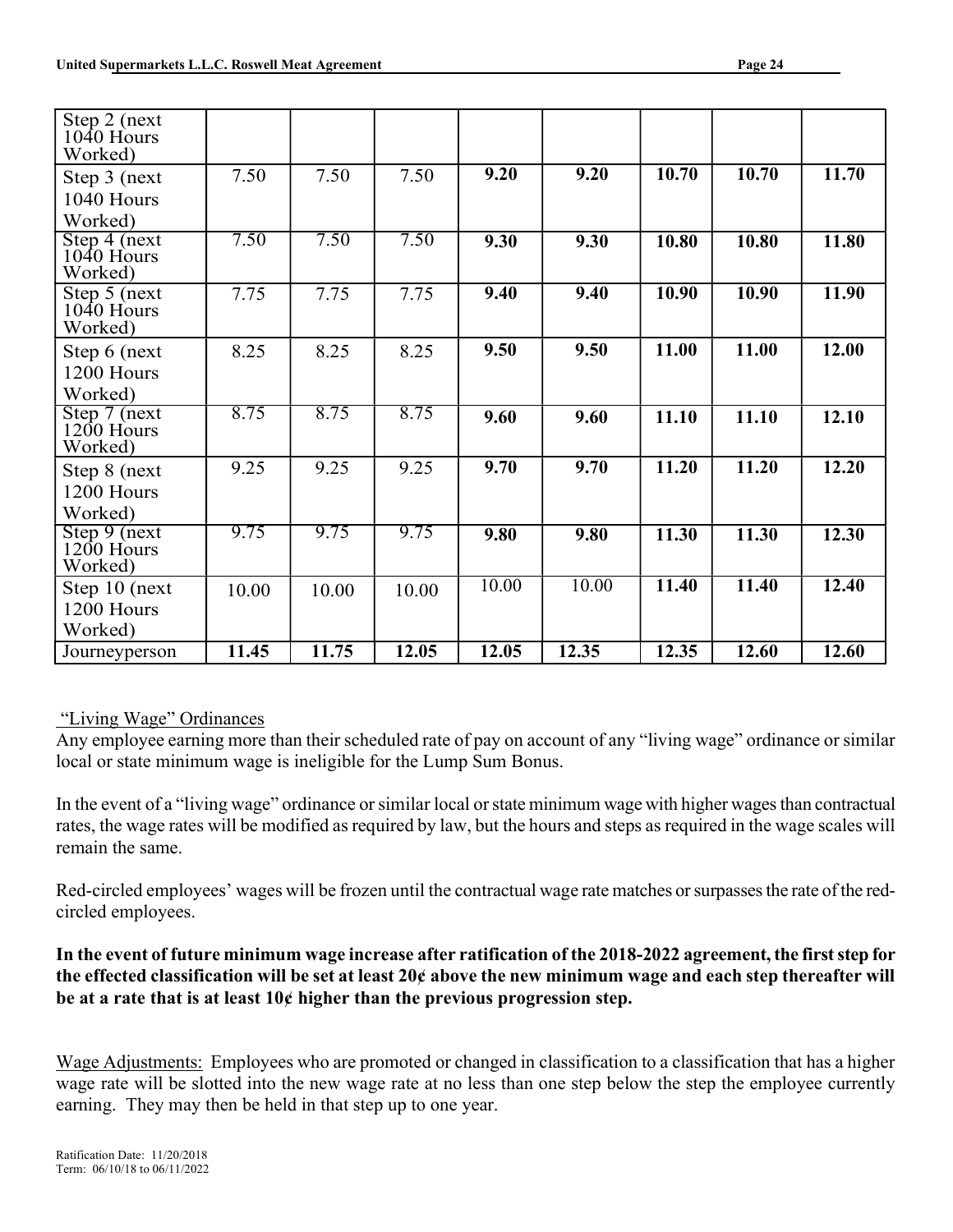| Step 2 (next 1040 Hours Worked) | | | | | | | | |
|---|---|---|---|---|---|---|---|---|
| Step 3 (next 1040 Hours Worked) | 7.50 | 7.50 | 7.50 | **9.20** | **9.20** | **10.70** | **10.70** | **11.70** |
| Step 4 (next 1040 Hours Worked) | 7.50 | 7.50 | 7.50 | **9.30** | **9.30** | **10.80** | **10.80** | **11.80** |
| Step 5 (next 1040 Hours Worked) | 7.75 | 7.75 | 7.75 | **9.40** | **9.40** | **10.90** | **10.90** | **11.90** |
| Step 6 (next 1200 Hours Worked) | 8.25 | 8.25 | 8.25 | **9.50** | **9.50** | **11.00** | **11.00** | **12.00** |
| Step 7 (next 1200 Hours Worked) | 8.75 | 8.75 | 8.75 | **9.60** | **9.60** | **11.10** | **11.10** | **12.10** |
| Step 8 (next 1200 Hours Worked) | 9.25 | 9.25 | 9.25 | **9.70** | **9.70** | **11.20** | **11.20** | **12.20** |
| Step 9 (next 1200 Hours Worked) | 9.75 | 9.75 | 9.75 | **9.80** | **9.80** | **11.30** | **11.30** | **12.30** |
| Step 10 (next 1200 Hours Worked) | 10.00 | 10.00 | 10.00 | 10.00 | 10.00 | **11.40** | **11.40** | **12.40** |
| Journeyperson | **11.45** | **11.75** | **12.05** | **12.05** | **12.35** | **12.35** | **12.60** | **12.60** |

"Living Wage" Ordinances

Any employee earning more than their scheduled rate of pay on account of any "living wage" ordinance or similar local or state minimum wage is ineligible for the Lump Sum Bonus.

In the event of a "living wage" ordinance or similar local or state minimum wage with higher wages than contractual rates, the wage rates will be modified as required by law, but the hours and steps as required in the wage scales will remain the same.

Red-circled employees' wages will be frozen until the contractual wage rate matches or surpasses the rate of the red-circled employees.

**In the event of future minimum wage increase after ratification of the 2018-2022 agreement, the first step for the effected classification will be set at least 20¢ above the new minimum wage and each step thereafter will be at a rate that is at least 10¢ higher than the previous progression step.**

Wage Adjustments: Employees who are promoted or changed in classification to a classification that has a higher wage rate will be slotted into the new wage rate at no less than one step below the step the employee currently earning. They may then be held in that step up to one year.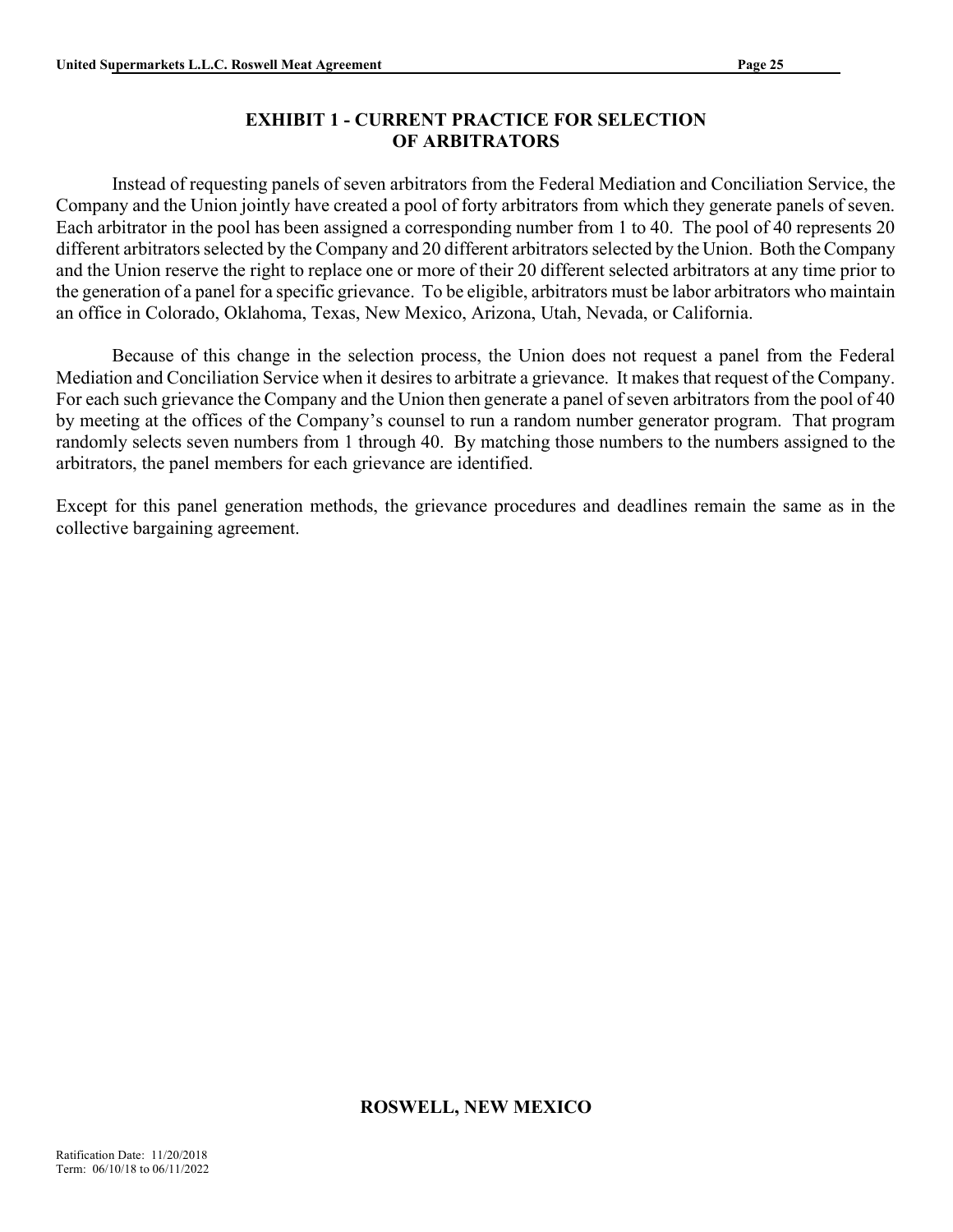## EXHIBIT 1 - CURRENT PRACTICE FOR SELECTION OF ARBITRATORS

Instead of requesting panels of seven arbitrators from the Federal Mediation and Conciliation Service, the Company and the Union jointly have created a pool of forty arbitrators from which they generate panels of seven. Each arbitrator in the pool has been assigned a corresponding number from 1 to 40. The pool of 40 represents 20 different arbitrators selected by the Company and 20 different arbitrators selected by the Union. Both the Company and the Union reserve the right to replace one or more of their 20 different selected arbitrators at any time prior to the generation of a panel for a specific grievance. To be eligible, arbitrators must be labor arbitrators who maintain an office in Colorado, Oklahoma, Texas, New Mexico, Arizona, Utah, Nevada, or California.

Because of this change in the selection process, the Union does not request a panel from the Federal Mediation and Conciliation Service when it desires to arbitrate a grievance. It makes that request of the Company. For each such grievance the Company and the Union then generate a panel of seven arbitrators from the pool of 40 by meeting at the offices of the Company's counsel to run a random number generator program. That program randomly selects seven numbers from 1 through 40. By matching those numbers to the numbers assigned to the arbitrators, the panel members for each grievance are identified.

Except for this panel generation methods, the grievance procedures and deadlines remain the same as in the collective bargaining agreement.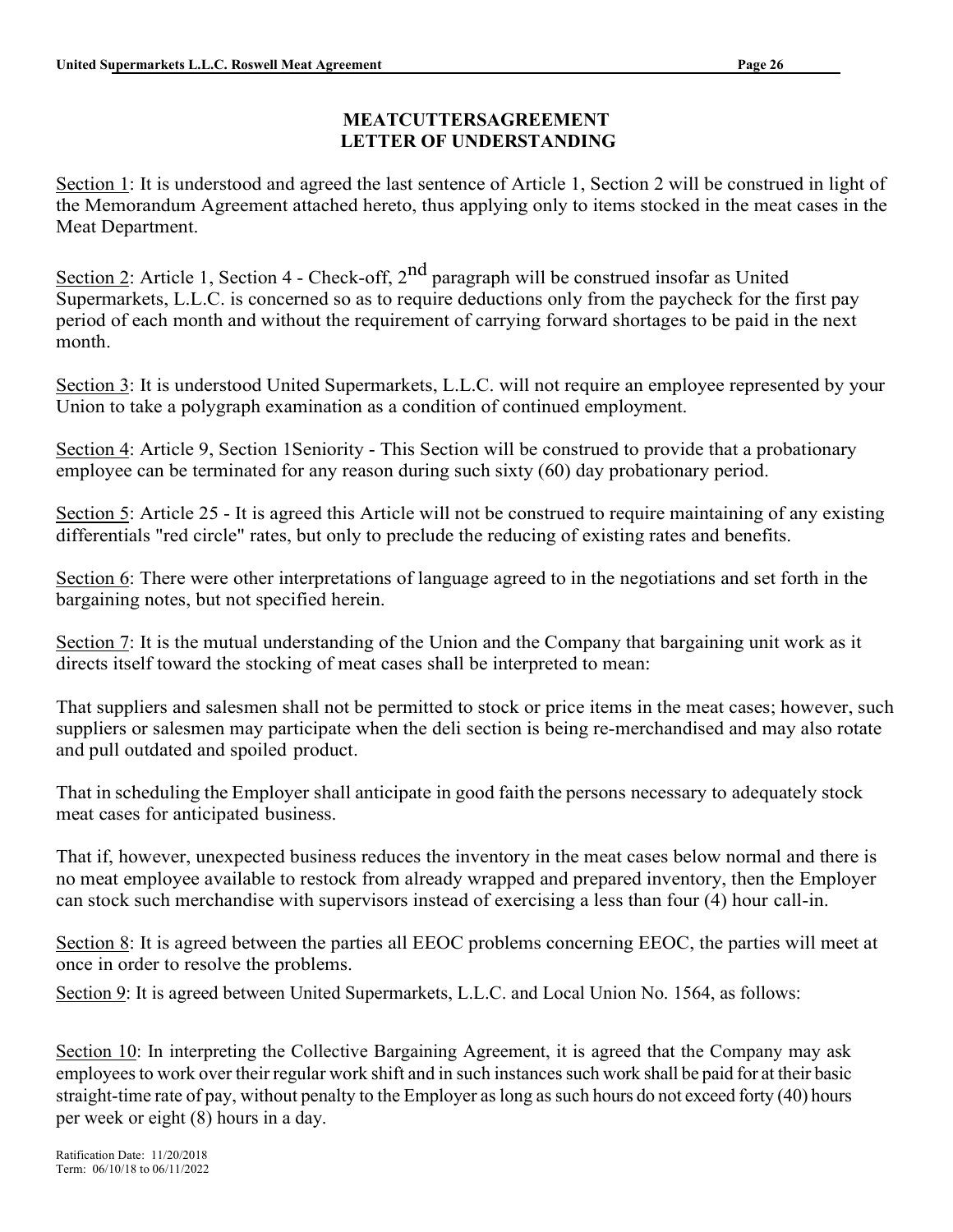## MEATCUTTERSAGREEMENT LETTER OF UNDERSTANDING

Section 1: It is understood and agreed the last sentence of Article 1, Section 2 will be construed in light of the Memorandum Agreement attached hereto, thus applying only to items stocked in the meat cases in the Meat Department.

Section 2: Article 1, Section 4 - Check-off, 2nd paragraph will be construed insofar as United Supermarkets, L.L.C. is concerned so as to require deductions only from the paycheck for the first pay period of each month and without the requirement of carrying forward shortages to be paid in the next month.

Section 3: It is understood United Supermarkets, L.L.C. will not require an employee represented by your Union to take a polygraph examination as a condition of continued employment.

Section 4: Article 9, Section 1Seniority - This Section will be construed to provide that a probationary employee can be terminated for any reason during such sixty (60) day probationary period.

Section 5: Article 25 - It is agreed this Article will not be construed to require maintaining of any existing differentials "red circle" rates, but only to preclude the reducing of existing rates and benefits.

Section 6: There were other interpretations of language agreed to in the negotiations and set forth in the bargaining notes, but not specified herein.

Section 7: It is the mutual understanding of the Union and the Company that bargaining unit work as it directs itself toward the stocking of meat cases shall be interpreted to mean:

That suppliers and salesmen shall not be permitted to stock or price items in the meat cases; however, such suppliers or salesmen may participate when the deli section is being re-merchandised and may also rotate and pull outdated and spoiled product.

That in scheduling the Employer shall anticipate in good faith the persons necessary to adequately stock meat cases for anticipated business.

That if, however, unexpected business reduces the inventory in the meat cases below normal and there is no meat employee available to restock from already wrapped and prepared inventory, then the Employer can stock such merchandise with supervisors instead of exercising a less than four (4) hour call-in.

Section 8: It is agreed between the parties all EEOC problems concerning EEOC, the parties will meet at once in order to resolve the problems.

Section 9: It is agreed between United Supermarkets, L.L.C. and Local Union No. 1564, as follows:

Section 10: In interpreting the Collective Bargaining Agreement, it is agreed that the Company may ask employees to work over their regular work shift and in such instances such work shall be paid for at their basic straight-time rate of pay, without penalty to the Employer as long as such hours do not exceed forty (40) hours per week or eight (8) hours in a day.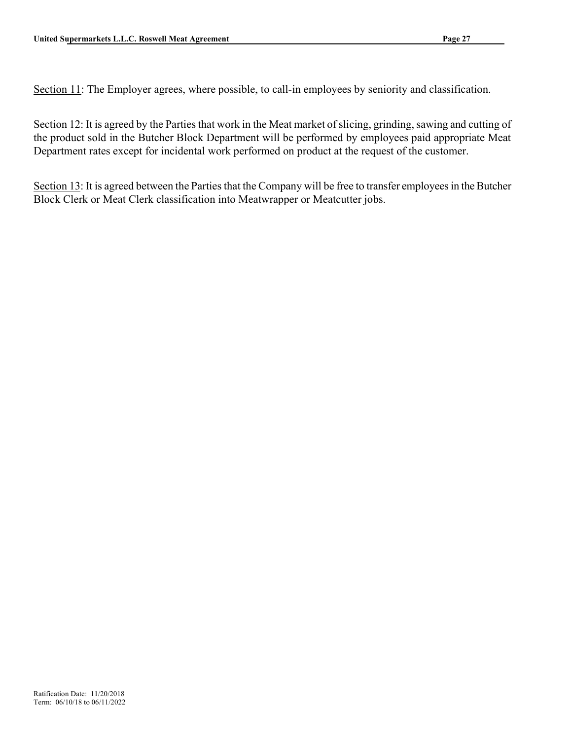<u>Section 11</u>: The Employer agrees, where possible, to call-in employees by seniority and classification.

<u>Section 12</u>: It is agreed by the Parties that work in the Meat market of slicing, grinding, sawing and cutting of the product sold in the Butcher Block Department will be performed by employees paid appropriate Meat Department rates except for incidental work performed on product at the request of the customer.

<u>Section 13</u>: It is agreed between the Parties that the Company will be free to transfer employees in the Butcher Block Clerk or Meat Clerk classification into Meatwrapper or Meatcutter jobs.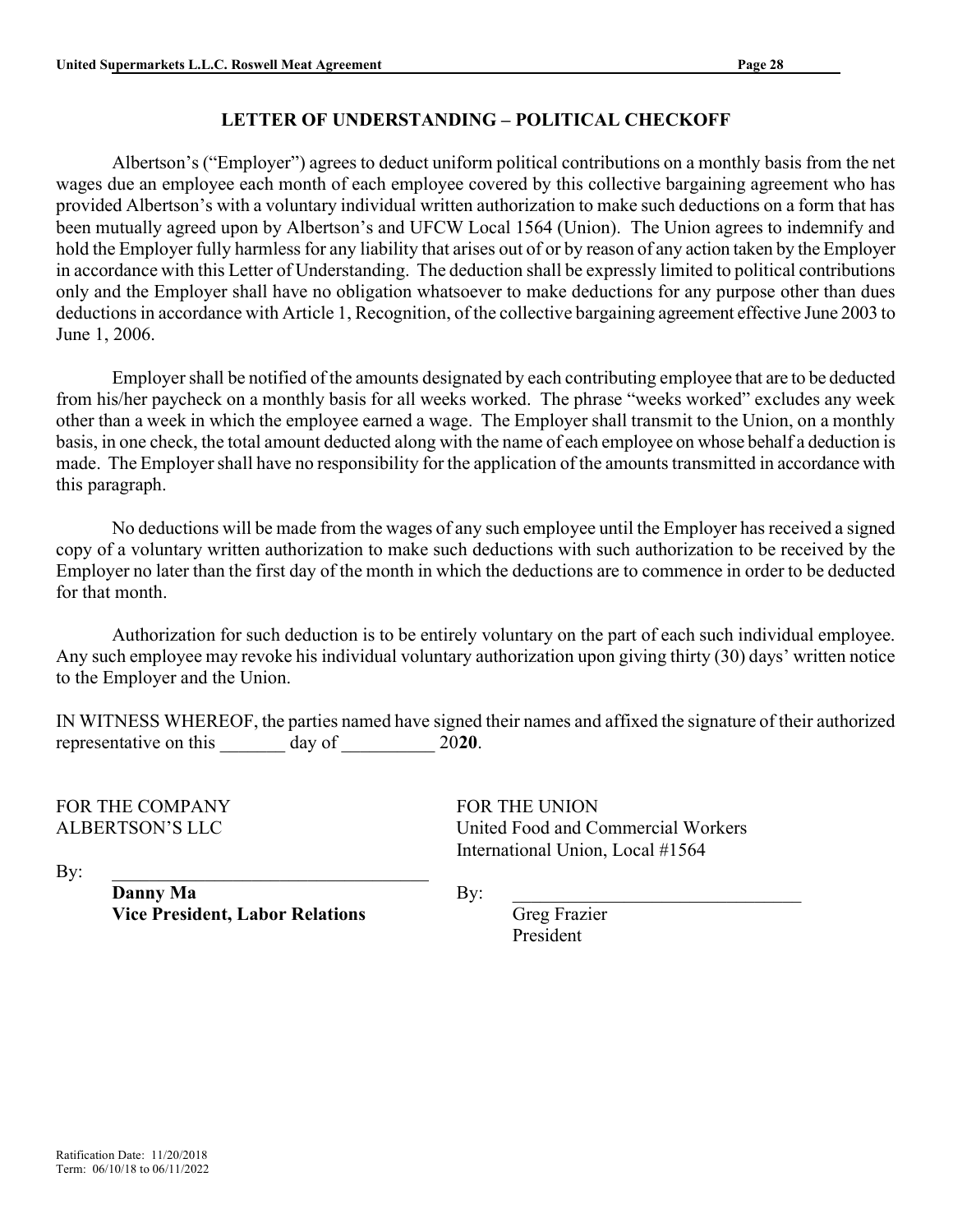## LETTER OF UNDERSTANDING – POLITICAL CHECKOFF

Albertson's ("Employer") agrees to deduct uniform political contributions on a monthly basis from the net wages due an employee each month of each employee covered by this collective bargaining agreement who has provided Albertson's with a voluntary individual written authorization to make such deductions on a form that has been mutually agreed upon by Albertson's and UFCW Local 1564 (Union). The Union agrees to indemnify and hold the Employer fully harmless for any liability that arises out of or by reason of any action taken by the Employer in accordance with this Letter of Understanding. The deduction shall be expressly limited to political contributions only and the Employer shall have no obligation whatsoever to make deductions for any purpose other than dues deductions in accordance with Article 1, Recognition, of the collective bargaining agreement effective June 2003 to June 1, 2006.

Employer shall be notified of the amounts designated by each contributing employee that are to be deducted from his/her paycheck on a monthly basis for all weeks worked. The phrase "weeks worked" excludes any week other than a week in which the employee earned a wage. The Employer shall transmit to the Union, on a monthly basis, in one check, the total amount deducted along with the name of each employee on whose behalf a deduction is made. The Employer shall have no responsibility for the application of the amounts transmitted in accordance with this paragraph.

No deductions will be made from the wages of any such employee until the Employer has received a signed copy of a voluntary written authorization to make such deductions with such authorization to be received by the Employer no later than the first day of the month in which the deductions are to commence in order to be deducted for that month.

Authorization for such deduction is to be entirely voluntary on the part of each such individual employee. Any such employee may revoke his individual voluntary authorization upon giving thirty (30) days' written notice to the Employer and the Union.

IN WITNESS WHEREOF, the parties named have signed their names and affixed the signature of their authorized representative on this _______ day of __________ 20**20**.

FOR THE COMPANY
ALBERTSON'S LLC

By: _________________________________

**Danny Ma**
**Vice President, Labor Relations**

FOR THE UNION
United Food and Commercial Workers
International Union, Local #1564

By: _______________________________

Greg Frazier
President

Ratification Date: 11/20/2018
Term: 06/10/18 to 06/11/2022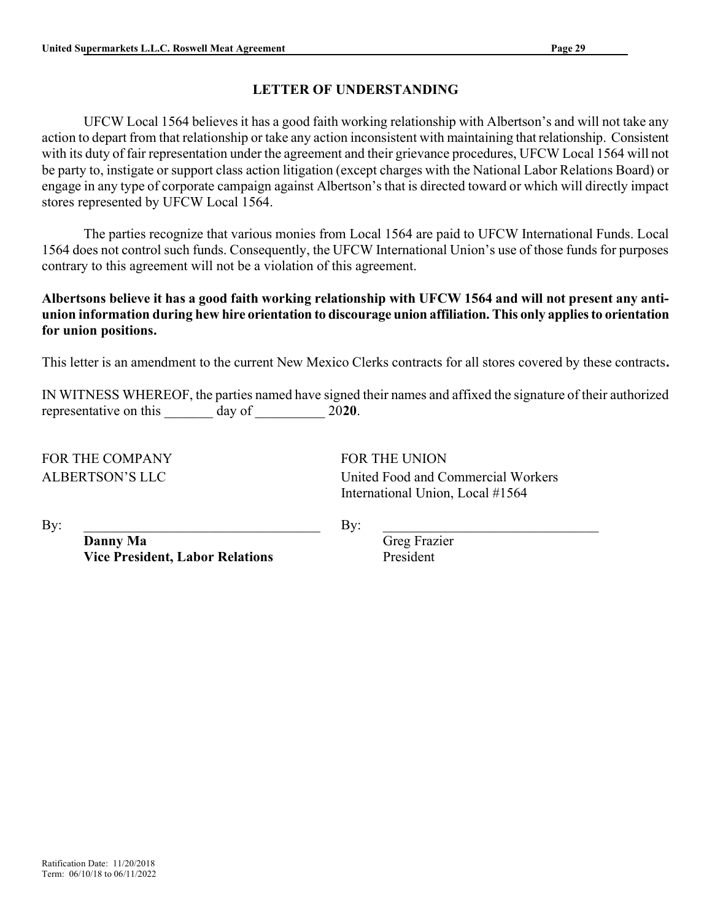## LETTER OF UNDERSTANDING

UFCW Local 1564 believes it has a good faith working relationship with Albertson's and will not take any action to depart from that relationship or take any action inconsistent with maintaining that relationship. Consistent with its duty of fair representation under the agreement and their grievance procedures, UFCW Local 1564 will not be party to, instigate or support class action litigation (except charges with the National Labor Relations Board) or engage in any type of corporate campaign against Albertson's that is directed toward or which will directly impact stores represented by UFCW Local 1564.

The parties recognize that various monies from Local 1564 are paid to UFCW International Funds. Local 1564 does not control such funds. Consequently, the UFCW International Union's use of those funds for purposes contrary to this agreement will not be a violation of this agreement.

**Albertsons believe it has a good faith working relationship with UFCW 1564 and will not present any anti-union information during hew hire orientation to discourage union affiliation. This only applies to orientation for union positions.**

This letter is an amendment to the current New Mexico Clerks contracts for all stores covered by these contracts**.**

IN WITNESS WHEREOF, the parties named have signed their names and affixed the signature of their authorized representative on this _______ day of __________ 20**20**.

FOR THE COMPANY
ALBERTSON'S LLC

By: _________________________________
**Danny Ma**
**Vice President, Labor Relations**

FOR THE UNION
United Food and Commercial Workers
International Union, Local #1564

By: _______________________________
Greg Frazier
President

Ratification Date: 11/20/2018
Term: 06/10/18 to 06/11/2022